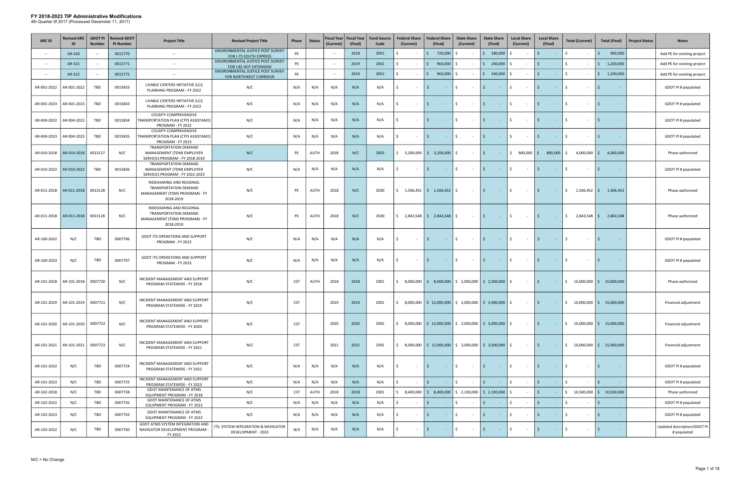# FY 2018-2023 TIP Administrative Modifications

4th Quarter 0f 2017 (Processed December 11, 2017)

| ARC ID | Revised ARC ID | GDOT PI Number | Revised GDOT PI Number | Project Title | Revised Project Title | Phase | Status | Fiscal Year (Current) | Fiscal Year (Final) | Fund Source Code | Federal Share (Current) | Federal Share (Final) | State Share (Current) | State Share (Final) | Local Share (Current) | Local Share (Final) | Total (Current) | Total (Final) | Project Status | Notes |
|---|---|---|---|---|---|---|---|---|---|---|---|---|---|---|---|---|---|---|---|---|
| -- | AR-320 | -- | 0015770 | -- | ENVIRONMENTAL JUSTICE POST SURVEY FOR I-75 SOUTH EXPRESS | PE | | -- | 2018 | Z001 | $ - | $ 720,000 | $ - | $ 180,000 | $ - | $ - | $ - | $ 900,000 | | Add PE for existing project |
| -- | AR-321 | -- | 0015771 | -- | ENVIRONMENTAL JUSTICE POST SURVEY FOR I-85 HOT EXTENSION | PE | | -- | 2019 | Z001 | $ - | $ 960,000 | $ - | $ 240,000 | $ - | $ - | $ - | $ 1,200,000 | | Add PE for existing project |
| -- | AR-322 | -- | 0015772 | -- | ENVIRONMENTAL JUSTICE POST SURVEY FOR NORTHWEST CORRIDOR | PE | | -- | 2019 | Z001 | $ - | $ 960,000 | $ - | $ 240,000 | $ - | $ - | $ - | $ 1,200,000 | | Add PE for existing project |
| AR-001-2022 | AR-001-2022 | TBD | 0015833 | LIVABLE CENTERS INITIATIVE (LCI) PLANNING PROGRAM - FY 2022 | N/C | N/A | N/A | N/A | N/A | N/A | $ - | $ - | $ - | $ - | $ - | $ - | $ - | $ - | | GDOT PI # populated |
| AR-001-2023 | AR-001-2023 | TBD | 0015843 | LIVABLE CENTERS INITIATIVE (LCI) PLANNING PROGRAM - FY 2023 | N/C | N/A | N/A | N/A | N/A | N/A | $ - | $ - | $ - | $ - | $ - | $ - | $ - | $ - | | GDOT PI # populated |
| AR-004-2022 | AR-004-2022 | TBD | 0015834 | COUNTY COMPREHENSIVE TRANSPORTATION PLAN (CTP) ASSISTANCE PROGRAM - FY 2022 | N/C | N/A | N/A | N/A | N/A | N/A | $ - | $ - | $ - | $ - | $ - | $ - | $ - | $ - | | GDOT PI # populated |
| AR-004-2023 | AR-004-2023 | TBD | 0015835 | COUNTY COMPREHENSIVE TRANSPORTATION PLAN (CTP) ASSISTANCE PROGRAM - FY 2023 | N/C | N/A | N/A | N/A | N/A | N/A | $ - | $ - | $ - | $ - | $ - | $ - | $ - | $ - | | GDOT PI # populated |
| AR-010-2018 | AR-010-2018 | 0013127 | N/C | TRANSPORTATION DEMAND MANAGEMENT (TDM) EMPLOYER SERVICES PROGRAM - FY 2018-2019 | N/C | PE | AUTH | 2018 | N/C | Z003 | $ 3,200,000 | $ 3,200,000 | $ - | $ - | $ 800,000 | $ 800,000 | $ 4,000,000 | $ 4,000,000 | | Phase authorized |
| AR-010-2022 | AR-010-2022 | TBD | 0015836 | TRANSPORTATION DEMAND MANAGEMENT (TDM) EMPLOYER SERVICES PROGRAM - FY 2022-2023 | N/C | N/A | N/A | N/A | N/A | N/A | $ - | $ - | $ - | $ - | $ - | $ - | $ - | $ - | | GDOT PI # populated |
| AR-011-2018 | AR-011-2018 | 0013128 | N/C | RIDESHARING AND REGIONAL TRANSPORTATION DEMAND MANAGEMENT (TDM) PROGRAMS - FY 2018-2019 | N/C | PE | AUTH | 2018 | N/C | Z030 | $ 1,506,452 | $ 1,506,452 | $ - | $ - | $ - | $ - | $ 1,506,452 | $ 1,506,452 | | Phase authorized |
| AR-011-2018 | AR-011-2018 | 0013128 | N/C | RIDESHARING AND REGIONAL TRANSPORTATION DEMAND MANAGEMENT (TDM) PROGRAMS - FY 2018-2019 | N/C | PE | AUTH | 2018 | N/C | Z030 | $ 2,843,548 | $ 2,843,548 | $ - | $ - | $ - | $ - | $ 2,843,548 | $ 2,843,548 | | Phase authorized |
| AR-100-2022 | N/C | TBD | 0007706 | GDOT ITS OPERATIONS AND SUPPORT PROGRAM - FY 2022 | N/C | N/A | N/A | N/A | N/A | N/A | $ - | $ - | $ - | $ - | $ - | $ - | $ - | $ - | | GDOT PI # populated |
| AR-100-2023 | N/C | TBD | 0007707 | GDOT ITS OPERATIONS AND SUPPORT PROGRAM - FY 2023 | N/C | N/A | N/A | N/A | N/A | N/A | $ - | $ - | $ - | $ - | $ - | $ - | $ - | $ - | | GDOT PI # populated |
| AR-101-2018 | AR-101-2018 | 0007720 | N/C | INCIDENT MANAGEMENT AND SUPPORT PROGRAM STATEWIDE - FY 2018 | N/C | CST | AUTH | 2018 | 2018 | Z001 | $ 8,000,000 | $ 8,000,000 | $ 2,000,000 | $ 2,000,000 | $ - | $ - | $ 10,000,000 | $ 10,000,000 | | Phase authorized |
| AR-101-2019 | AR-101-2019 | 0007721 | N/C | INCIDENT MANAGEMENT AND SUPPORT PROGRAM STATEWIDE - FY 2019 | N/C | CST | | 2019 | 2019 | Z001 | $ 8,000,000 | $ 12,000,000 | $ 2,000,000 | $ 3,000,000 | $ - | $ - | $ 10,000,000 | $ 15,000,000 | | Financial adjustment |
| AR-101-2020 | AR-101-2020 | 0007722 | N/C | INCIDENT MANAGEMENT AND SUPPORT PROGRAM STATEWIDE - FY 2020 | N/C | CST | | 2020 | 2020 | Z001 | $ 8,000,000 | $ 12,000,000 | $ 2,000,000 | $ 3,000,000 | $ - | $ - | $ 10,000,000 | $ 15,000,000 | | Financial adjustment |
| AR-101-2021 | AR-101-2021 | 0007723 | N/C | INCIDENT MANAGEMENT AND SUPPORT PROGRAM STATEWIDE - FY 2021 | N/C | CST | | 2021 | 2021 | Z001 | $ 8,000,000 | $ 12,000,000 | $ 2,000,000 | $ 3,000,000 | $ - | $ - | $ 10,000,000 | $ 15,000,000 | | Financial adjustment |
| AR-101-2022 | N/C | TBD | 0007724 | INCIDENT MANAGEMENT AND SUPPORT PROGRAM STATEWIDE - FY 2022 | N/C | N/A | N/A | N/A | N/A | N/A | $ - | $ - | $ - | $ - | $ - | $ - | $ - | $ - | | GDOT PI # populated |
| AR-101-2023 | N/C | TBD | 0007725 | INCIDENT MANAGEMENT AND SUPPORT PROGRAM STATEWIDE - FY 2023 | N/C | N/A | N/A | N/A | N/A | N/A | $ - | $ - | $ - | $ - | $ - | $ - | $ - | $ - | | GDOT PI # populated |
| AR-102-2018 | N/C | TBD | 0007738 | GDOT MAINTENANCE OF ATMS EQUIPMENT PROGRAM - FY 2018 | N/C | CST | AUTH | 2018 | 2018 | Z001 | $ 8,400,000 | $ 8,400,000 | $ 2,100,000 | $ 2,100,000 | $ - | $ - | $ 10,500,000 | $ 10,500,000 | | Phase authorized |
| AR-102-2022 | N/C | TBD | 0007742 | GDOT MAINTENANCE OF ATMS EQUIPMENT PROGRAM - FY 2022 | N/C | N/A | N/A | N/A | N/A | N/A | $ - | $ - | $ - | $ - | $ - | $ - | $ - | $ - | | GDOT PI # populated |
| AR-102-2023 | N/C | TBD | 0007743 | GDOT MAINTENANCE OF ATMS EQUIPMENT PROGRAM - FY 2023 | N/C | N/A | N/A | N/A | N/A | N/A | $ - | $ - | $ - | $ - | $ - | $ - | $ - | $ - | | GDOT PI # populated |
| AR-103-2022 | N/C | TBD | 0007760 | GDOT ATMS SYSTEM INTEGRATION AND NAVIGATOR DEVELOPMENT PROGRAM - FY 2022 | ITS: SYSTEM INTEGRATION & NAVIGATOR DEVELOPMENT - 2022 | N/A | N/A | N/A | N/A | N/A | $ - | $ - | $ - | $ - | $ - | $ - | $ - | $ - | | Updated description/GDOT PI # populated |

N/C = No Change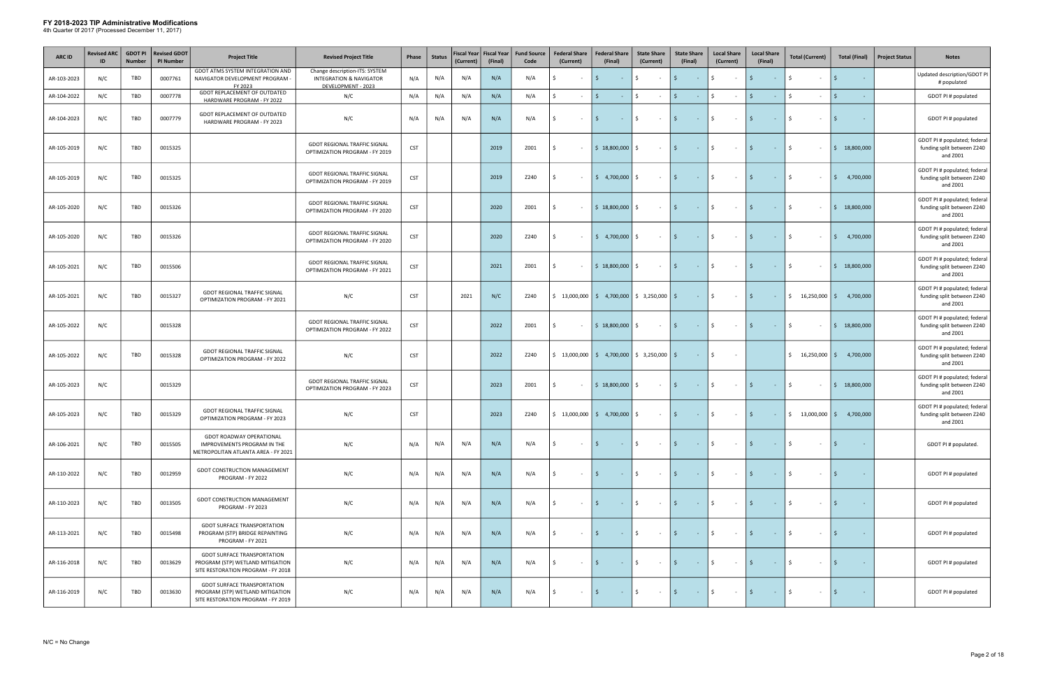# FY 2018-2023 TIP Administrative Modifications

4th Quarter 0f 2017 (Processed December 11, 2017)

| ARC ID | Revised ARC ID | GDOT PI Number | Revised GDOT PI Number | Project Title | Revised Project Title | Phase | Status | Fiscal Year (Current) | Fiscal Year (Final) | Fund Source Code | Federal Share (Current) | Federal Share (Final) | State Share (Current) | State Share (Final) | Local Share (Current) | Local Share (Final) | Total (Current) | Total (Final) | Project Status | Notes |
|---|---|---|---|---|---|---|---|---|---|---|---|---|---|---|---|---|---|---|---|---|
| AR-103-2023 | N/C | TBD | 0007761 | GDOT ATMS SYSTEM INTEGRATION AND NAVIGATOR DEVELOPMENT PROGRAM - FY 2023 | Change description-ITS: SYSTEM INTEGRATION & NAVIGATOR DEVELOPMENT - 2023 | N/A | N/A | N/A | N/A | N/A | $ - | $ - | $ - | $ - | $ - | $ - | $ - | $ - | | Updated description/GDOT PI # populated |
| AR-104-2022 | N/C | TBD | 0007778 | GDOT REPLACEMENT OF OUTDATED HARDWARE PROGRAM - FY 2022 | N/C | N/A | N/A | N/A | N/A | N/A | $ - | $ - | $ - | $ - | $ - | $ - | $ - | $ - | | GDOT PI # populated |
| AR-104-2023 | N/C | TBD | 0007779 | GDOT REPLACEMENT OF OUTDATED HARDWARE PROGRAM - FY 2023 | N/C | N/A | N/A | N/A | N/A | N/A | $ - | $ - | $ - | $ - | $ - | $ - | $ - | $ - | | GDOT PI # populated |
| AR-105-2019 | N/C | TBD | 0015325 | | GDOT REGIONAL TRAFFIC SIGNAL OPTIMIZATION PROGRAM - FY 2019 | CST | | | 2019 | Z001 | $ - | $ 18,800,000 | $ - | $ - | $ - | $ - | $ - | $ 18,800,000 | | GDOT PI # populated; federal funding split between Z240 and Z001 |
| AR-105-2019 | N/C | TBD | 0015325 | | GDOT REGIONAL TRAFFIC SIGNAL OPTIMIZATION PROGRAM - FY 2019 | CST | | | 2019 | Z240 | $ - | $ 4,700,000 | $ - | $ - | $ - | $ - | $ - | $ 4,700,000 | | GDOT PI # populated; federal funding split between Z240 and Z001 |
| AR-105-2020 | N/C | TBD | 0015326 | | GDOT REGIONAL TRAFFIC SIGNAL OPTIMIZATION PROGRAM - FY 2020 | CST | | | 2020 | Z001 | $ - | $ 18,800,000 | $ - | $ - | $ - | $ - | $ - | $ 18,800,000 | | GDOT PI # populated; federal funding split between Z240 and Z001 |
| AR-105-2020 | N/C | TBD | 0015326 | | GDOT REGIONAL TRAFFIC SIGNAL OPTIMIZATION PROGRAM - FY 2020 | CST | | | 2020 | Z240 | $ - | $ 4,700,000 | $ - | $ - | $ - | $ - | $ - | $ 4,700,000 | | GDOT PI # populated; federal funding split between Z240 and Z001 |
| AR-105-2021 | N/C | TBD | 0015506 | | GDOT REGIONAL TRAFFIC SIGNAL OPTIMIZATION PROGRAM - FY 2021 | CST | | | 2021 | Z001 | $ - | $ 18,800,000 | $ - | $ - | $ - | $ - | $ - | $ 18,800,000 | | GDOT PI # populated; federal funding split between Z240 and Z001 |
| AR-105-2021 | N/C | TBD | 0015327 | GDOT REGIONAL TRAFFIC SIGNAL OPTIMIZATION PROGRAM - FY 2021 | N/C | CST | | 2021 | N/C | Z240 | $ 13,000,000 | $ 4,700,000 | $ 3,250,000 | $ - | $ - | $ - | $ 16,250,000 | $ 4,700,000 | | GDOT PI # populated; federal funding split between Z240 and Z001 |
| AR-105-2022 | N/C | | 0015328 | | GDOT REGIONAL TRAFFIC SIGNAL OPTIMIZATION PROGRAM - FY 2022 | CST | | | 2022 | Z001 | $ - | $ 18,800,000 | $ - | $ - | $ - | $ - | $ - | $ 18,800,000 | | GDOT PI # populated; federal funding split between Z240 and Z001 |
| AR-105-2022 | N/C | TBD | 0015328 | GDOT REGIONAL TRAFFIC SIGNAL OPTIMIZATION PROGRAM - FY 2022 | N/C | CST | | | 2022 | Z240 | $ 13,000,000 | $ 4,700,000 | $ 3,250,000 | $ - | $ - | | $ 16,250,000 | $ 4,700,000 | | GDOT PI # populated; federal funding split between Z240 and Z001 |
| AR-105-2023 | N/C | | 0015329 | | GDOT REGIONAL TRAFFIC SIGNAL OPTIMIZATION PROGRAM - FY 2023 | CST | | | 2023 | Z001 | $ - | $ 18,800,000 | $ - | $ - | $ - | $ - | $ - | $ 18,800,000 | | GDOT PI # populated; federal funding split between Z240 and Z001 |
| AR-105-2023 | N/C | TBD | 0015329 | GDOT REGIONAL TRAFFIC SIGNAL OPTIMIZATION PROGRAM - FY 2023 | N/C | CST | | | 2023 | Z240 | $ 13,000,000 | $ 4,700,000 | $ - | $ - | $ - | $ - | $ 13,000,000 | $ 4,700,000 | | GDOT PI # populated; federal funding split between Z240 and Z001 |
| AR-106-2021 | N/C | TBD | 0015505 | GDOT ROADWAY OPERATIONAL IMPROVEMENTS PROGRAM IN THE METROPOLITAN ATLANTA AREA - FY 2021 | N/C | N/A | N/A | N/A | N/A | N/A | $ - | $ - | $ - | $ - | $ - | $ - | $ - | $ - | | GDOT PI # populated. |
| AR-110-2022 | N/C | TBD | 0012959 | GDOT CONSTRUCTION MANAGEMENT PROGRAM - FY 2022 | N/C | N/A | N/A | N/A | N/A | N/A | $ - | $ - | $ - | $ - | $ - | $ - | $ - | $ - | | GDOT PI # populated |
| AR-110-2023 | N/C | TBD | 0013505 | GDOT CONSTRUCTION MANAGEMENT PROGRAM - FY 2023 | N/C | N/A | N/A | N/A | N/A | N/A | $ - | $ - | $ - | $ - | $ - | $ - | $ - | $ - | | GDOT PI # populated |
| AR-113-2021 | N/C | TBD | 0015498 | GDOT SURFACE TRANSPORTATION PROGRAM (STP) BRIDGE REPAINTING PROGRAM - FY 2021 | N/C | N/A | N/A | N/A | N/A | N/A | $ - | $ - | $ - | $ - | $ - | $ - | $ - | $ - | | GDOT PI # populated |
| AR-116-2018 | N/C | TBD | 0013629 | GDOT SURFACE TRANSPORTATION PROGRAM (STP) WETLAND MITIGATION SITE RESTORATION PROGRAM - FY 2018 | N/C | N/A | N/A | N/A | N/A | N/A | $ - | $ - | $ - | $ - | $ - | $ - | $ - | $ - | | GDOT PI # populated |
| AR-116-2019 | N/C | TBD | 0013630 | GDOT SURFACE TRANSPORTATION PROGRAM (STP) WETLAND MITIGATION SITE RESTORATION PROGRAM - FY 2019 | N/C | N/A | N/A | N/A | N/A | N/A | $ - | $ - | $ - | $ - | $ - | $ - | $ - | $ - | | GDOT PI # populated |

N/C = No Change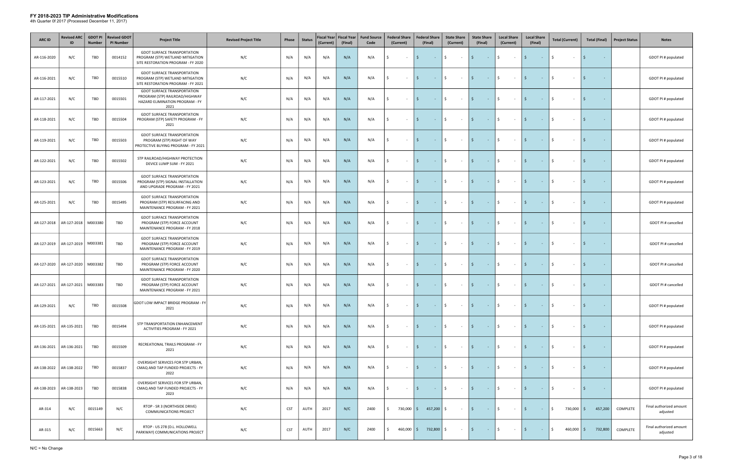# FY 2018-2023 TIP Administrative Modifications

4th Quarter 0f 2017 (Processed December 11, 2017)

| ARC ID | Revised ARC ID | GDOT PI Number | Revised GDOT PI Number | Project Title | Revised Project Title | Phase | Status | Fiscal Year (Current) | Fiscal Year (Final) | Fund Source Code | Federal Share (Current) | Federal Share (Final) | State Share (Current) | State Share (Final) | Local Share (Current) | Local Share (Final) | Total (Current) | Total (Final) | Project Status | Notes |
|---|---|---|---|---|---|---|---|---|---|---|---|---|---|---|---|---|---|---|---|---|
| AR-116-2020 | N/C | TBD | 0014152 | GDOT SURFACE TRANSPORTATION PROGRAM (STP) WETLAND MITIGATION SITE RESTORATION PROGRAM - FY 2020 | N/C | N/A | N/A | N/A | N/A | N/A | $ - | $ - | $ - | $ - | $ - | $ - | $ - | $ - | | GDOT PI # populated |
| AR-116-2021 | N/C | TBD | 0015510 | GDOT SURFACE TRANSPORTATION PROGRAM (STP) WETLAND MITIGATION SITE RESTORATION PROGRAM - FY 2021 | N/C | N/A | N/A | N/A | N/A | N/A | $ - | $ - | $ - | $ - | $ - | $ - | $ - | $ - | | GDOT PI # populated |
| AR-117-2021 | N/C | TBD | 0015501 | GDOT SURFACE TRANSPORTATION PROGRAM (STP) RAILROAD/HIGHWAY HAZARD ELIMINATION PROGRAM - FY 2021 | N/C | N/A | N/A | N/A | N/A | N/A | $ - | $ - | $ - | $ - | $ - | $ - | $ - | $ - | | GDOT PI # populated |
| AR-118-2021 | N/C | TBD | 0015504 | GDOT SURFACE TRANSPORTATION PROGRAM (STP) SAFETY PROGRAM - FY 2021 | N/C | N/A | N/A | N/A | N/A | N/A | $ - | $ - | $ - | $ - | $ - | $ - | $ - | $ - | | GDOT PI # populated |
| AR-119-2021 | N/C | TBD | 0015503 | GDOT SURFACE TRANSPORTATION PROGRAM (STP) RIGHT OF WAY PROTECTIVE BUYING PROGRAM - FY 2021 | N/C | N/A | N/A | N/A | N/A | N/A | $ - | $ - | $ - | $ - | $ - | $ - | $ - | $ - | | GDOT PI # populated |
| AR-122-2021 | N/C | TBD | 0015502 | STP RAILROAD/HIGHWAY PROTECTION DEVICE LUMP SUM - FY 2021 | N/C | N/A | N/A | N/A | N/A | N/A | $ - | $ - | $ - | $ - | $ - | $ - | $ - | $ - | | GDOT PI # populated |
| AR-123-2021 | N/C | TBD | 0015506 | GDOT SURFACE TRANSPORTATION PROGRAM (STP) SIGNAL INSTALLATION AND UPGRADE PROGRAM - FY 2021 | N/C | N/A | N/A | N/A | N/A | N/A | $ - | $ - | $ - | $ - | $ - | $ - | $ - | $ - | | GDOT PI # populated |
| AR-125-2021 | N/C | TBD | 0015495 | GDOT SURFACE TRANSPORTATION PROGRAM (STP) RESURFACING AND MAINTENANCE PROGRAM - FY 2021 | N/C | N/A | N/A | N/A | N/A | N/A | $ - | $ - | $ - | $ - | $ - | $ - | $ - | $ - | | GDOT PI # populated |
| AR-127-2018 | AR-127-2018 | M003380 | TBD | GDOT SURFACE TRANSPORTATION PROGRAM (STP) FORCE ACCOUNT MAINTENANCE PROGRAM - FY 2018 | N/C | N/A | N/A | N/A | N/A | N/A | $ - | $ - | $ - | $ - | $ - | $ - | $ - | $ - | | GDOT PI # cancelled |
| AR-127-2019 | AR-127-2019 | M003381 | TBD | GDOT SURFACE TRANSPORTATION PROGRAM (STP) FORCE ACCOUNT MAINTENANCE PROGRAM - FY 2019 | N/C | N/A | N/A | N/A | N/A | N/A | $ - | $ - | $ - | $ - | $ - | $ - | $ - | $ - | | GDOT PI # cancelled |
| AR-127-2020 | AR-127-2020 | M003382 | TBD | GDOT SURFACE TRANSPORTATION PROGRAM (STP) FORCE ACCOUNT MAINTENANCE PROGRAM - FY 2020 | N/C | N/A | N/A | N/A | N/A | N/A | $ - | $ - | $ - | $ - | $ - | $ - | $ - | $ - | | GDOT PI # cancelled |
| AR-127-2021 | AR-127-2021 | M003383 | TBD | GDOT SURFACE TRANSPORTATION PROGRAM (STP) FORCE ACCOUNT MAINTENANCE PROGRAM - FY 2021 | N/C | N/A | N/A | N/A | N/A | N/A | $ - | $ - | $ - | $ - | $ - | $ - | $ - | $ - | | GDOT PI # cancelled |
| AR-129-2021 | N/C | TBD | 0015508 | GDOT LOW IMPACT BRIDGE PROGRAM - FY 2021 | N/C | N/A | N/A | N/A | N/A | N/A | $ - | $ - | $ - | $ - | $ - | $ - | $ - | $ - | | GDOT PI # populated |
| AR-135-2021 | AR-135-2021 | TBD | 0015494 | STP TRANSPORTATION ENHANCEMENT ACTIVITIES PROGRAM - FY 2021 | N/C | N/A | N/A | N/A | N/A | N/A | $ - | $ - | $ - | $ - | $ - | $ - | $ - | $ - | | GDOT PI # populated |
| AR-136-2021 | AR-136-2021 | TBD | 0015509 | RECREATIONAL TRAILS PROGRAM - FY 2021 | N/C | N/A | N/A | N/A | N/A | N/A | $ - | $ - | $ - | $ - | $ - | $ - | $ - | $ - | | GDOT PI # populated |
| AR-138-2022 | AR-138-2022 | TBD | 0015837 | OVERSIGHT SERVICES FOR STP URBAN, CMAQ AND TAP FUNDED PROJECTS - FY 2022 | N/C | N/A | N/A | N/A | N/A | N/A | $ - | $ - | $ - | $ - | $ - | $ - | $ - | $ - | | GDOT PI # populated |
| AR-138-2023 | AR-138-2023 | TBD | 0015838 | OVERSIGHT SERVICES FOR STP URBAN, CMAQ AND TAP FUNDED PROJECTS - FY 2023 | N/C | N/A | N/A | N/A | N/A | N/A | $ - | $ - | $ - | $ - | $ - | $ - | $ - | $ - | | GDOT PI # populated |
| AR-314 | N/C | 0015149 | N/C | RTOP - SR 3 (NORTHSIDE DRIVE) COMMUNICATIONS PROJECT | N/C | CST | AUTH | 2017 | N/C | Z400 | $ 730,000 | $ 457,200 | $ - | $ - | $ - | $ - | $ 730,000 | $ 457,200 | COMPLETE | Final authorized amount adjusted |
| AR-315 | N/C | 0015663 | N/C | RTOP - US 278 (D.L. HOLLOWELL PARKWAY) COMMUNICATIONS PROJECT | N/C | CST | AUTH | 2017 | N/C | Z400 | $ 460,000 | $ 732,800 | $ - | $ - | $ - | $ - | $ 460,000 | $ 732,800 | COMPLETE | Final authorized amount adjusted |

N/C = No Change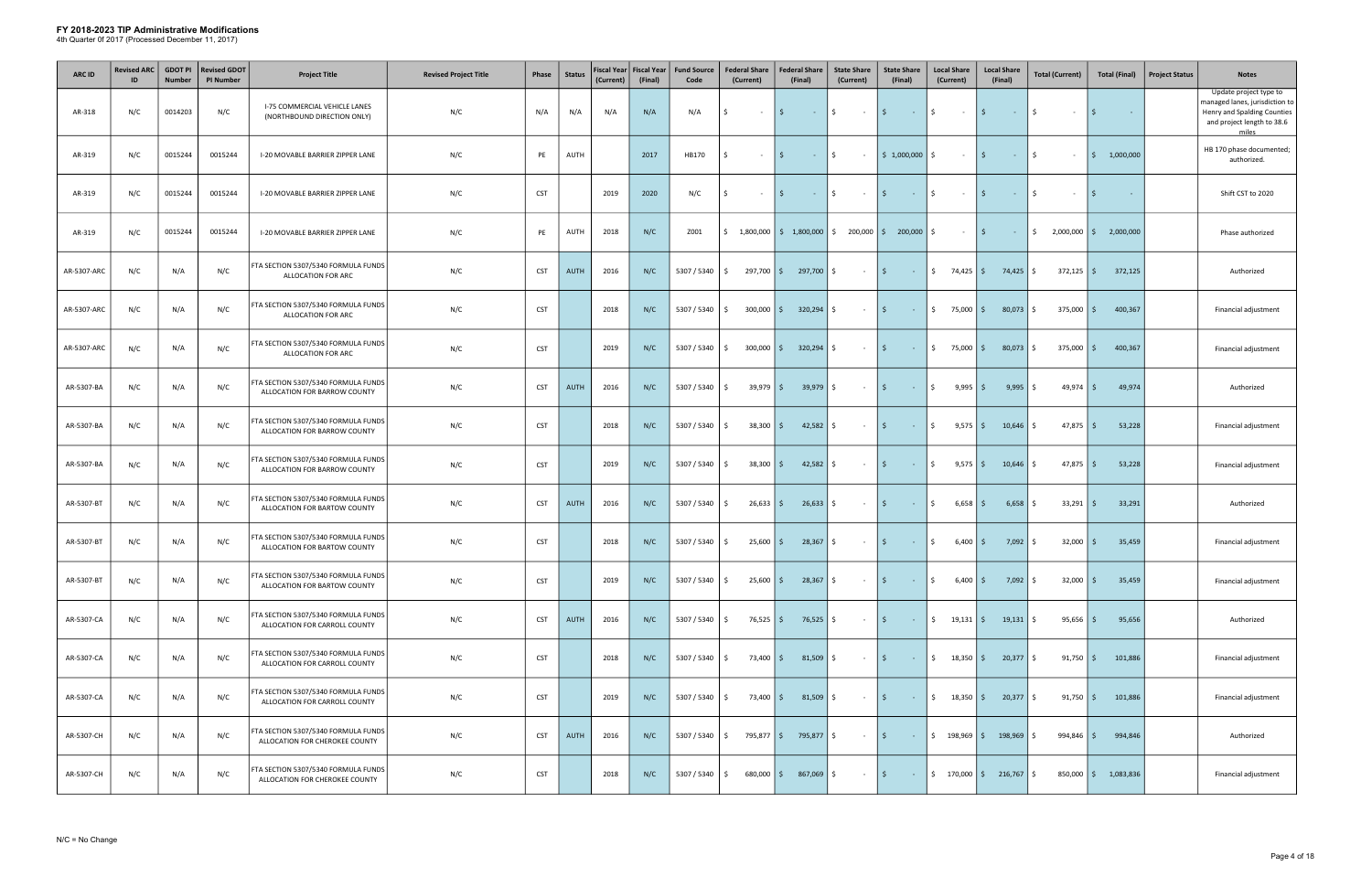# FY 2018-2023 TIP Administrative Modifications

4th Quarter 0f 2017 (Processed December 11, 2017)

| ARC ID | Revised ARC ID | GDOT PI Number | Revised GDOT PI Number | Project Title | Revised Project Title | Phase | Status | Fiscal Year (Current) | Fiscal Year (Final) | Fund Source Code | Federal Share (Current) | Federal Share (Final) | State Share (Current) | State Share (Final) | Local Share (Current) | Local Share (Final) | Total (Current) | Total (Final) | Project Status | Notes |
|---|---|---|---|---|---|---|---|---|---|---|---|---|---|---|---|---|---|---|---|---|
| AR-318 | N/C | 0014203 | N/C | I-75 COMMERCIAL VEHICLE LANES (NORTHBOUND DIRECTION ONLY) | N/C | N/A | N/A | N/A | N/A | N/A | $ - | $ - | $ - | $ - | $ - | $ - | $ - | $ - | | Update project type to managed lanes, jurisdiction to Henry and Spalding Counties and project length to 38.6 miles |
| AR-319 | N/C | 0015244 | 0015244 | I-20 MOVABLE BARRIER ZIPPER LANE | N/C | PE | AUTH | | 2017 | HB170 | $ - | $ - | $ - | $ 1,000,000 | $ - | $ - | $ - | $ 1,000,000 | | HB 170 phase documented; authorized. |
| AR-319 | N/C | 0015244 | 0015244 | I-20 MOVABLE BARRIER ZIPPER LANE | N/C | CST | | 2019 | 2020 | N/C | $ - | $ - | $ - | $ - | $ - | $ - | $ - | $ - | | Shift CST to 2020 |
| AR-319 | N/C | 0015244 | 0015244 | I-20 MOVABLE BARRIER ZIPPER LANE | N/C | PE | AUTH | 2018 | N/C | Z001 | $ 1,800,000 | $ 1,800,000 | $ 200,000 | $ 200,000 | $ - | $ - | $ 2,000,000 | $ 2,000,000 | | Phase authorized |
| AR-5307-ARC | N/C | N/A | N/C | FTA SECTION 5307/5340 FORMULA FUNDS ALLOCATION FOR ARC | N/C | CST | AUTH | 2016 | N/C | 5307 / 5340 | $ 297,700 | $ 297,700 | $ - | $ - | $ 74,425 | $ 74,425 | $ 372,125 | $ 372,125 | | Authorized |
| AR-5307-ARC | N/C | N/A | N/C | FTA SECTION 5307/5340 FORMULA FUNDS ALLOCATION FOR ARC | N/C | CST | | 2018 | N/C | 5307 / 5340 | $ 300,000 | $ 320,294 | $ - | $ - | $ 75,000 | $ 80,073 | $ 375,000 | $ 400,367 | | Financial adjustment |
| AR-5307-ARC | N/C | N/A | N/C | FTA SECTION 5307/5340 FORMULA FUNDS ALLOCATION FOR ARC | N/C | CST | | 2019 | N/C | 5307 / 5340 | $ 300,000 | $ 320,294 | $ - | $ - | $ 75,000 | $ 80,073 | $ 375,000 | $ 400,367 | | Financial adjustment |
| AR-5307-BA | N/C | N/A | N/C | FTA SECTION 5307/5340 FORMULA FUNDS ALLOCATION FOR BARROW COUNTY | N/C | CST | AUTH | 2016 | N/C | 5307 / 5340 | $ 39,979 | $ 39,979 | $ - | $ - | $ 9,995 | $ 9,995 | $ 49,974 | $ 49,974 | | Authorized |
| AR-5307-BA | N/C | N/A | N/C | FTA SECTION 5307/5340 FORMULA FUNDS ALLOCATION FOR BARROW COUNTY | N/C | CST | | 2018 | N/C | 5307 / 5340 | $ 38,300 | $ 42,582 | $ - | $ - | $ 9,575 | $ 10,646 | $ 47,875 | $ 53,228 | | Financial adjustment |
| AR-5307-BA | N/C | N/A | N/C | FTA SECTION 5307/5340 FORMULA FUNDS ALLOCATION FOR BARROW COUNTY | N/C | CST | | 2019 | N/C | 5307 / 5340 | $ 38,300 | $ 42,582 | $ - | $ - | $ 9,575 | $ 10,646 | $ 47,875 | $ 53,228 | | Financial adjustment |
| AR-5307-BT | N/C | N/A | N/C | FTA SECTION 5307/5340 FORMULA FUNDS ALLOCATION FOR BARTOW COUNTY | N/C | CST | AUTH | 2016 | N/C | 5307 / 5340 | $ 26,633 | $ 26,633 | $ - | $ - | $ 6,658 | $ 6,658 | $ 33,291 | $ 33,291 | | Authorized |
| AR-5307-BT | N/C | N/A | N/C | FTA SECTION 5307/5340 FORMULA FUNDS ALLOCATION FOR BARTOW COUNTY | N/C | CST | | 2018 | N/C | 5307 / 5340 | $ 25,600 | $ 28,367 | $ - | $ - | $ 6,400 | $ 7,092 | $ 32,000 | $ 35,459 | | Financial adjustment |
| AR-5307-BT | N/C | N/A | N/C | FTA SECTION 5307/5340 FORMULA FUNDS ALLOCATION FOR BARTOW COUNTY | N/C | CST | | 2019 | N/C | 5307 / 5340 | $ 25,600 | $ 28,367 | $ - | $ - | $ 6,400 | $ 7,092 | $ 32,000 | $ 35,459 | | Financial adjustment |
| AR-5307-CA | N/C | N/A | N/C | FTA SECTION 5307/5340 FORMULA FUNDS ALLOCATION FOR CARROLL COUNTY | N/C | CST | AUTH | 2016 | N/C | 5307 / 5340 | $ 76,525 | $ 76,525 | $ - | $ - | $ 19,131 | $ 19,131 | $ 95,656 | $ 95,656 | | Authorized |
| AR-5307-CA | N/C | N/A | N/C | FTA SECTION 5307/5340 FORMULA FUNDS ALLOCATION FOR CARROLL COUNTY | N/C | CST | | 2018 | N/C | 5307 / 5340 | $ 73,400 | $ 81,509 | $ - | $ - | $ 18,350 | $ 20,377 | $ 91,750 | $ 101,886 | | Financial adjustment |
| AR-5307-CA | N/C | N/A | N/C | FTA SECTION 5307/5340 FORMULA FUNDS ALLOCATION FOR CARROLL COUNTY | N/C | CST | | 2019 | N/C | 5307 / 5340 | $ 73,400 | $ 81,509 | $ - | $ - | $ 18,350 | $ 20,377 | $ 91,750 | $ 101,886 | | Financial adjustment |
| AR-5307-CH | N/C | N/A | N/C | FTA SECTION 5307/5340 FORMULA FUNDS ALLOCATION FOR CHEROKEE COUNTY | N/C | CST | AUTH | 2016 | N/C | 5307 / 5340 | $ 795,877 | $ 795,877 | $ - | $ - | $ 198,969 | $ 198,969 | $ 994,846 | $ 994,846 | | Authorized |
| AR-5307-CH | N/C | N/A | N/C | FTA SECTION 5307/5340 FORMULA FUNDS ALLOCATION FOR CHEROKEE COUNTY | N/C | CST | | 2018 | N/C | 5307 / 5340 | $ 680,000 | $ 867,069 | $ - | $ - | $ 170,000 | $ 216,767 | $ 850,000 | $ 1,083,836 | | Financial adjustment |

N/C = No Change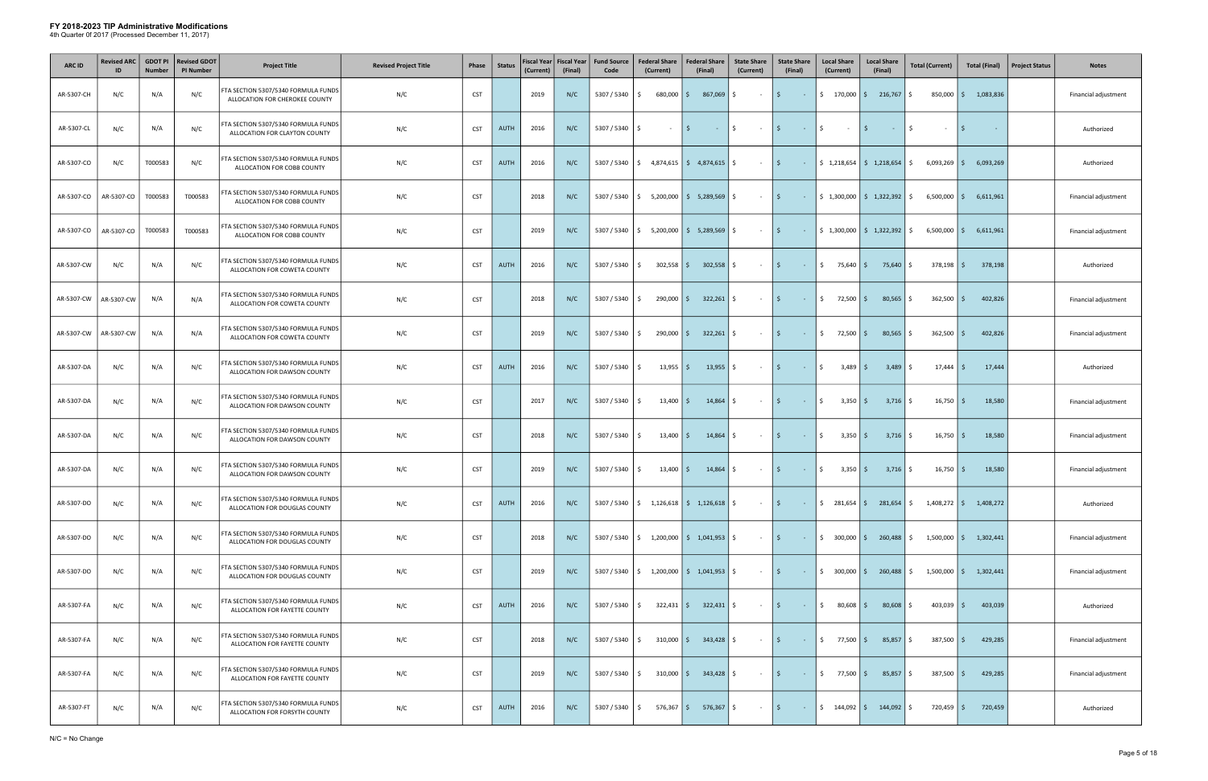# FY 2018-2023 TIP Administrative Modifications

4th Quarter 0f 2017 (Processed December 11, 2017)

| ARC ID | Revised ARC ID | GDOT PI Number | Revised GDOT PI Number | Project Title | Revised Project Title | Phase | Status | Fiscal Year (Current) | Fiscal Year (Final) | Fund Source Code | Federal Share (Current) | Federal Share (Final) | State Share (Current) | State Share (Final) | Local Share (Current) | Local Share (Final) | Total (Current) | Total (Final) | Project Status | Notes |
|---|---|---|---|---|---|---|---|---|---|---|---|---|---|---|---|---|---|---|---|---|
| AR-5307-CH | N/C | N/A | N/C | FTA SECTION 5307/5340 FORMULA FUNDS ALLOCATION FOR CHEROKEE COUNTY | N/C | CST | | 2019 | N/C | 5307 / 5340 | $ 680,000 | $ 867,069 | $ - | $ - | $ 170,000 | $ 216,767 | $ 850,000 | $ 1,083,836 | | Financial adjustment |
| AR-5307-CL | N/C | N/A | N/C | FTA SECTION 5307/5340 FORMULA FUNDS ALLOCATION FOR CLAYTON COUNTY | N/C | CST | AUTH | 2016 | N/C | 5307 / 5340 | $ - | $ - | $ - | $ - | $ - | $ - | $ - | $ - | | Authorized |
| AR-5307-CO | N/C | T000583 | N/C | FTA SECTION 5307/5340 FORMULA FUNDS ALLOCATION FOR COBB COUNTY | N/C | CST | AUTH | 2016 | N/C | 5307 / 5340 | $ 4,874,615 | $ 4,874,615 | $ - | $ - | $ 1,218,654 | $ 1,218,654 | $ 6,093,269 | $ 6,093,269 | | Authorized |
| AR-5307-CO | AR-5307-CO | T000583 | T000583 | FTA SECTION 5307/5340 FORMULA FUNDS ALLOCATION FOR COBB COUNTY | N/C | CST | | 2018 | N/C | 5307 / 5340 | $ 5,200,000 | $ 5,289,569 | $ - | $ - | $ 1,300,000 | $ 1,322,392 | $ 6,500,000 | $ 6,611,961 | | Financial adjustment |
| AR-5307-CO | AR-5307-CO | T000583 | T000583 | FTA SECTION 5307/5340 FORMULA FUNDS ALLOCATION FOR COBB COUNTY | N/C | CST | | 2019 | N/C | 5307 / 5340 | $ 5,200,000 | $ 5,289,569 | $ - | $ - | $ 1,300,000 | $ 1,322,392 | $ 6,500,000 | $ 6,611,961 | | Financial adjustment |
| AR-5307-CW | N/C | N/A | N/C | FTA SECTION 5307/5340 FORMULA FUNDS ALLOCATION FOR COWETA COUNTY | N/C | CST | AUTH | 2016 | N/C | 5307 / 5340 | $ 302,558 | $ 302,558 | $ - | $ - | $ 75,640 | $ 75,640 | $ 378,198 | $ 378,198 | | Authorized |
| AR-5307-CW | AR-5307-CW | N/A | N/A | FTA SECTION 5307/5340 FORMULA FUNDS ALLOCATION FOR COWETA COUNTY | N/C | CST | | 2018 | N/C | 5307 / 5340 | $ 290,000 | $ 322,261 | $ - | $ - | $ 72,500 | $ 80,565 | $ 362,500 | $ 402,826 | | Financial adjustment |
| AR-5307-CW | AR-5307-CW | N/A | N/A | FTA SECTION 5307/5340 FORMULA FUNDS ALLOCATION FOR COWETA COUNTY | N/C | CST | | 2019 | N/C | 5307 / 5340 | $ 290,000 | $ 322,261 | $ - | $ - | $ 72,500 | $ 80,565 | $ 362,500 | $ 402,826 | | Financial adjustment |
| AR-5307-DA | N/C | N/A | N/C | FTA SECTION 5307/5340 FORMULA FUNDS ALLOCATION FOR DAWSON COUNTY | N/C | CST | AUTH | 2016 | N/C | 5307 / 5340 | $ 13,955 | $ 13,955 | $ - | $ - | $ 3,489 | $ 3,489 | $ 17,444 | $ 17,444 | | Authorized |
| AR-5307-DA | N/C | N/A | N/C | FTA SECTION 5307/5340 FORMULA FUNDS ALLOCATION FOR DAWSON COUNTY | N/C | CST | | 2017 | N/C | 5307 / 5340 | $ 13,400 | $ 14,864 | $ - | $ - | $ 3,350 | $ 3,716 | $ 16,750 | $ 18,580 | | Financial adjustment |
| AR-5307-DA | N/C | N/A | N/C | FTA SECTION 5307/5340 FORMULA FUNDS ALLOCATION FOR DAWSON COUNTY | N/C | CST | | 2018 | N/C | 5307 / 5340 | $ 13,400 | $ 14,864 | $ - | $ - | $ 3,350 | $ 3,716 | $ 16,750 | $ 18,580 | | Financial adjustment |
| AR-5307-DA | N/C | N/A | N/C | FTA SECTION 5307/5340 FORMULA FUNDS ALLOCATION FOR DAWSON COUNTY | N/C | CST | | 2019 | N/C | 5307 / 5340 | $ 13,400 | $ 14,864 | $ - | $ - | $ 3,350 | $ 3,716 | $ 16,750 | $ 18,580 | | Financial adjustment |
| AR-5307-DO | N/C | N/A | N/C | FTA SECTION 5307/5340 FORMULA FUNDS ALLOCATION FOR DOUGLAS COUNTY | N/C | CST | AUTH | 2016 | N/C | 5307 / 5340 | $ 1,126,618 | $ 1,126,618 | $ - | $ - | $ 281,654 | $ 281,654 | $ 1,408,272 | $ 1,408,272 | | Authorized |
| AR-5307-DO | N/C | N/A | N/C | FTA SECTION 5307/5340 FORMULA FUNDS ALLOCATION FOR DOUGLAS COUNTY | N/C | CST | | 2018 | N/C | 5307 / 5340 | $ 1,200,000 | $ 1,041,953 | $ - | $ - | $ 300,000 | $ 260,488 | $ 1,500,000 | $ 1,302,441 | | Financial adjustment |
| AR-5307-DO | N/C | N/A | N/C | FTA SECTION 5307/5340 FORMULA FUNDS ALLOCATION FOR DOUGLAS COUNTY | N/C | CST | | 2019 | N/C | 5307 / 5340 | $ 1,200,000 | $ 1,041,953 | $ - | $ - | $ 300,000 | $ 260,488 | $ 1,500,000 | $ 1,302,441 | | Financial adjustment |
| AR-5307-FA | N/C | N/A | N/C | FTA SECTION 5307/5340 FORMULA FUNDS ALLOCATION FOR FAYETTE COUNTY | N/C | CST | AUTH | 2016 | N/C | 5307 / 5340 | $ 322,431 | $ 322,431 | $ - | $ - | $ 80,608 | $ 80,608 | $ 403,039 | $ 403,039 | | Authorized |
| AR-5307-FA | N/C | N/A | N/C | FTA SECTION 5307/5340 FORMULA FUNDS ALLOCATION FOR FAYETTE COUNTY | N/C | CST | | 2018 | N/C | 5307 / 5340 | $ 310,000 | $ 343,428 | $ - | $ - | $ 77,500 | $ 85,857 | $ 387,500 | $ 429,285 | | Financial adjustment |
| AR-5307-FA | N/C | N/A | N/C | FTA SECTION 5307/5340 FORMULA FUNDS ALLOCATION FOR FAYETTE COUNTY | N/C | CST | | 2019 | N/C | 5307 / 5340 | $ 310,000 | $ 343,428 | $ - | $ - | $ 77,500 | $ 85,857 | $ 387,500 | $ 429,285 | | Financial adjustment |
| AR-5307-FT | N/C | N/A | N/C | FTA SECTION 5307/5340 FORMULA FUNDS ALLOCATION FOR FORSYTH COUNTY | N/C | CST | AUTH | 2016 | N/C | 5307 / 5340 | $ 576,367 | $ 576,367 | $ - | $ - | $ 144,092 | $ 144,092 | $ 720,459 | $ 720,459 | | Authorized |

N/C = No Change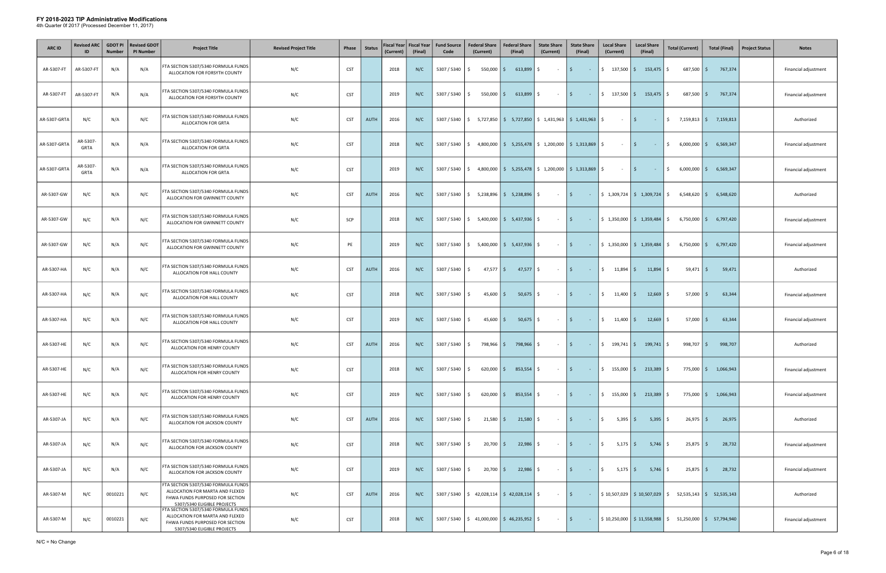# FY 2018-2023 TIP Administrative Modifications

4th Quarter 0f 2017 (Processed December 11, 2017)

| ARC ID | Revised ARC ID | GDOT PI Number | Revised GDOT PI Number | Project Title | Revised Project Title | Phase | Status | Fiscal Year (Current) | Fiscal Year (Final) | Fund Source Code | Federal Share (Current) | Federal Share (Final) | State Share (Current) | State Share (Final) | Local Share (Current) | Local Share (Final) | Total (Current) | Total (Final) | Project Status | Notes |
|---|---|---|---|---|---|---|---|---|---|---|---|---|---|---|---|---|---|---|---|---|
| AR-5307-FT | AR-5307-FT | N/A | N/A | FTA SECTION 5307/5340 FORMULA FUNDS ALLOCATION FOR FORSYTH COUNTY | N/C | CST | | 2018 | N/C | 5307 / 5340 | $ 550,000 | $ 613,899 | $ - | $ - | $ 137,500 | $ 153,475 | $ 687,500 | $ 767,374 | | Financial adjustment |
| AR-5307-FT | AR-5307-FT | N/A | N/A | FTA SECTION 5307/5340 FORMULA FUNDS ALLOCATION FOR FORSYTH COUNTY | N/C | CST | | 2019 | N/C | 5307 / 5340 | $ 550,000 | $ 613,899 | $ - | $ - | $ 137,500 | $ 153,475 | $ 687,500 | $ 767,374 | | Financial adjustment |
| AR-5307-GRTA | N/C | N/A | N/C | FTA SECTION 5307/5340 FORMULA FUNDS ALLOCATION FOR GRTA | N/C | CST | AUTH | 2016 | N/C | 5307 / 5340 | $ 5,727,850 | $ 5,727,850 | $ 1,431,963 | $ 1,431,963 | $ - | $ - | $ 7,159,813 | $ 7,159,813 | | Authorized |
| AR-5307-GRTA | AR-5307-GRTA | N/A | N/A | FTA SECTION 5307/5340 FORMULA FUNDS ALLOCATION FOR GRTA | N/C | CST | | 2018 | N/C | 5307 / 5340 | $ 4,800,000 | $ 5,255,478 | $ 1,200,000 | $ 1,313,869 | $ - | $ - | $ 6,000,000 | $ 6,569,347 | | Financial adjustment |
| AR-5307-GRTA | AR-5307-GRTA | N/A | N/A | FTA SECTION 5307/5340 FORMULA FUNDS ALLOCATION FOR GRTA | N/C | CST | | 2019 | N/C | 5307 / 5340 | $ 4,800,000 | $ 5,255,478 | $ 1,200,000 | $ 1,313,869 | $ - | $ - | $ 6,000,000 | $ 6,569,347 | | Financial adjustment |
| AR-5307-GW | N/C | N/A | N/C | FTA SECTION 5307/5340 FORMULA FUNDS ALLOCATION FOR GWINNETT COUNTY | N/C | CST | AUTH | 2016 | N/C | 5307 / 5340 | $ 5,238,896 | $ 5,238,896 | $ - | $ - | $ 1,309,724 | $ 1,309,724 | $ 6,548,620 | $ 6,548,620 | | Authorized |
| AR-5307-GW | N/C | N/A | N/C | FTA SECTION 5307/5340 FORMULA FUNDS ALLOCATION FOR GWINNETT COUNTY | N/C | SCP | | 2018 | N/C | 5307 / 5340 | $ 5,400,000 | $ 5,437,936 | $ - | $ - | $ 1,350,000 | $ 1,359,484 | $ 6,750,000 | $ 6,797,420 | | Financial adjustment |
| AR-5307-GW | N/C | N/A | N/C | FTA SECTION 5307/5340 FORMULA FUNDS ALLOCATION FOR GWINNETT COUNTY | N/C | PE | | 2019 | N/C | 5307 / 5340 | $ 5,400,000 | $ 5,437,936 | $ - | $ - | $ 1,350,000 | $ 1,359,484 | $ 6,750,000 | $ 6,797,420 | | Financial adjustment |
| AR-5307-HA | N/C | N/A | N/C | FTA SECTION 5307/5340 FORMULA FUNDS ALLOCATION FOR HALL COUNTY | N/C | CST | AUTH | 2016 | N/C | 5307 / 5340 | $ 47,577 | $ 47,577 | $ - | $ - | $ 11,894 | $ 11,894 | $ 59,471 | $ 59,471 | | Authorized |
| AR-5307-HA | N/C | N/A | N/C | FTA SECTION 5307/5340 FORMULA FUNDS ALLOCATION FOR HALL COUNTY | N/C | CST | | 2018 | N/C | 5307 / 5340 | $ 45,600 | $ 50,675 | $ - | $ - | $ 11,400 | $ 12,669 | $ 57,000 | $ 63,344 | | Financial adjustment |
| AR-5307-HA | N/C | N/A | N/C | FTA SECTION 5307/5340 FORMULA FUNDS ALLOCATION FOR HALL COUNTY | N/C | CST | | 2019 | N/C | 5307 / 5340 | $ 45,600 | $ 50,675 | $ - | $ - | $ 11,400 | $ 12,669 | $ 57,000 | $ 63,344 | | Financial adjustment |
| AR-5307-HE | N/C | N/A | N/C | FTA SECTION 5307/5340 FORMULA FUNDS ALLOCATION FOR HENRY COUNTY | N/C | CST | AUTH | 2016 | N/C | 5307 / 5340 | $ 798,966 | $ 798,966 | $ - | $ - | $ 199,741 | $ 199,741 | $ 998,707 | $ 998,707 | | Authorized |
| AR-5307-HE | N/C | N/A | N/C | FTA SECTION 5307/5340 FORMULA FUNDS ALLOCATION FOR HENRY COUNTY | N/C | CST | | 2018 | N/C | 5307 / 5340 | $ 620,000 | $ 853,554 | $ - | $ - | $ 155,000 | $ 213,389 | $ 775,000 | $ 1,066,943 | | Financial adjustment |
| AR-5307-HE | N/C | N/A | N/C | FTA SECTION 5307/5340 FORMULA FUNDS ALLOCATION FOR HENRY COUNTY | N/C | CST | | 2019 | N/C | 5307 / 5340 | $ 620,000 | $ 853,554 | $ - | $ - | $ 155,000 | $ 213,389 | $ 775,000 | $ 1,066,943 | | Financial adjustment |
| AR-5307-JA | N/C | N/A | N/C | FTA SECTION 5307/5340 FORMULA FUNDS ALLOCATION FOR JACKSON COUNTY | N/C | CST | AUTH | 2016 | N/C | 5307 / 5340 | $ 21,580 | $ 21,580 | $ - | $ - | $ 5,395 | $ 5,395 | $ 26,975 | $ 26,975 | | Authorized |
| AR-5307-JA | N/C | N/A | N/C | FTA SECTION 5307/5340 FORMULA FUNDS ALLOCATION FOR JACKSON COUNTY | N/C | CST | | 2018 | N/C | 5307 / 5340 | $ 20,700 | $ 22,986 | $ - | $ - | $ 5,175 | $ 5,746 | $ 25,875 | $ 28,732 | | Financial adjustment |
| AR-5307-JA | N/C | N/A | N/C | FTA SECTION 5307/5340 FORMULA FUNDS ALLOCATION FOR JACKSON COUNTY | N/C | CST | | 2019 | N/C | 5307 / 5340 | $ 20,700 | $ 22,986 | $ - | $ - | $ 5,175 | $ 5,746 | $ 25,875 | $ 28,732 | | Financial adjustment |
| AR-5307-M | N/C | 0010221 | N/C | FTA SECTION 5307/5340 FORMULA FUNDS ALLOCATION FOR MARTA AND FLEXED FHWA FUNDS PURPOSED FOR SECTION 5307/5340 ELIGIBLE PROJECTS | N/C | CST | AUTH | 2016 | N/C | 5307 / 5340 | $ 42,028,114 | $ 42,028,114 | $ - | $ - | $ 10,507,029 | $ 10,507,029 | $ 52,535,143 | $ 52,535,143 | | Authorized |
| AR-5307-M | N/C | 0010221 | N/C | FTA SECTION 5307/5340 FORMULA FUNDS ALLOCATION FOR MARTA AND FLEXED FHWA FUNDS PURPOSED FOR SECTION 5307/5340 ELIGIBLE PROJECTS | N/C | CST | | 2018 | N/C | 5307 / 5340 | $ 41,000,000 | $ 46,235,952 | $ - | $ - | $ 10,250,000 | $ 11,558,988 | $ 51,250,000 | $ 57,794,940 | | Financial adjustment |

N/C = No Change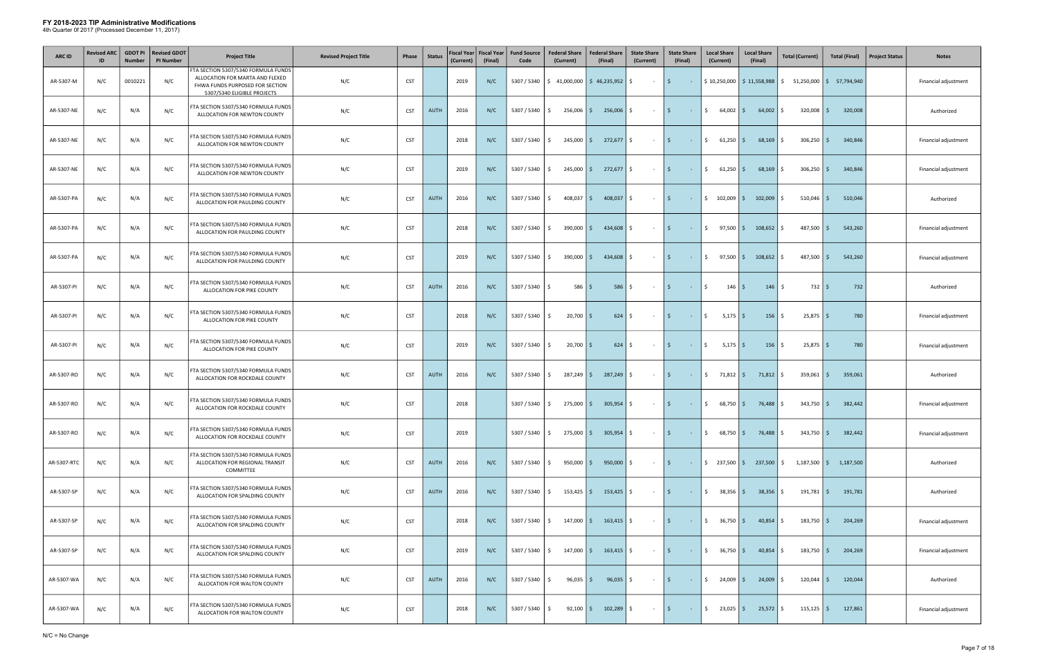# FY 2018-2023 TIP Administrative Modifications

4th Quarter 0f 2017 (Processed December 11, 2017)

| ARC ID | Revised ARC ID | GDOT PI Number | Revised GDOT PI Number | Project Title | Revised Project Title | Phase | Status | Fiscal Year (Current) | Fiscal Year (Final) | Fund Source Code | Federal Share (Current) | Federal Share (Final) | State Share (Current) | State Share (Final) | Local Share (Current) | Local Share (Final) | Total (Current) | Total (Final) | Project Status | Notes |
|---|---|---|---|---|---|---|---|---|---|---|---|---|---|---|---|---|---|---|---|---|
| AR-5307-M | N/C | 0010221 | N/C | FTA SECTION 5307/5340 FORMULA FUNDS ALLOCATION FOR MARTA AND FLEXED FHWA FUNDS PURPOSED FOR SECTION 5307/5340 ELIGIBLE PROJECTS | N/C | CST | | 2019 | N/C | 5307 / 5340 | $ 41,000,000 | $ 46,235,952 | $ - | $ - | $ 10,250,000 | $ 11,558,988 | $ 51,250,000 | $ 57,794,940 | | Financial adjustment |
| AR-5307-NE | N/C | N/A | N/C | FTA SECTION 5307/5340 FORMULA FUNDS ALLOCATION FOR NEWTON COUNTY | N/C | CST | AUTH | 2016 | N/C | 5307 / 5340 | $ 256,006 | $ 256,006 | $ - | $ - | $ 64,002 | $ 64,002 | $ 320,008 | $ 320,008 | | Authorized |
| AR-5307-NE | N/C | N/A | N/C | FTA SECTION 5307/5340 FORMULA FUNDS ALLOCATION FOR NEWTON COUNTY | N/C | CST | | 2018 | N/C | 5307 / 5340 | $ 245,000 | $ 272,677 | $ - | $ - | $ 61,250 | $ 68,169 | $ 306,250 | $ 340,846 | | Financial adjustment |
| AR-5307-NE | N/C | N/A | N/C | FTA SECTION 5307/5340 FORMULA FUNDS ALLOCATION FOR NEWTON COUNTY | N/C | CST | | 2019 | N/C | 5307 / 5340 | $ 245,000 | $ 272,677 | $ - | $ - | $ 61,250 | $ 68,169 | $ 306,250 | $ 340,846 | | Financial adjustment |
| AR-5307-PA | N/C | N/A | N/C | FTA SECTION 5307/5340 FORMULA FUNDS ALLOCATION FOR PAULDING COUNTY | N/C | CST | AUTH | 2016 | N/C | 5307 / 5340 | $ 408,037 | $ 408,037 | $ - | $ - | $ 102,009 | $ 102,009 | $ 510,046 | $ 510,046 | | Authorized |
| AR-5307-PA | N/C | N/A | N/C | FTA SECTION 5307/5340 FORMULA FUNDS ALLOCATION FOR PAULDING COUNTY | N/C | CST | | 2018 | N/C | 5307 / 5340 | $ 390,000 | $ 434,608 | $ - | $ - | $ 97,500 | $ 108,652 | $ 487,500 | $ 543,260 | | Financial adjustment |
| AR-5307-PA | N/C | N/A | N/C | FTA SECTION 5307/5340 FORMULA FUNDS ALLOCATION FOR PAULDING COUNTY | N/C | CST | | 2019 | N/C | 5307 / 5340 | $ 390,000 | $ 434,608 | $ - | $ - | $ 97,500 | $ 108,652 | $ 487,500 | $ 543,260 | | Financial adjustment |
| AR-5307-PI | N/C | N/A | N/C | FTA SECTION 5307/5340 FORMULA FUNDS ALLOCATION FOR PIKE COUNTY | N/C | CST | AUTH | 2016 | N/C | 5307 / 5340 | $ 586 | $ 586 | $ - | $ - | $ 146 | $ 146 | $ 732 | $ 732 | | Authorized |
| AR-5307-PI | N/C | N/A | N/C | FTA SECTION 5307/5340 FORMULA FUNDS ALLOCATION FOR PIKE COUNTY | N/C | CST | | 2018 | N/C | 5307 / 5340 | $ 20,700 | $ 624 | $ - | $ - | $ 5,175 | $ 156 | $ 25,875 | $ 780 | | Financial adjustment |
| AR-5307-PI | N/C | N/A | N/C | FTA SECTION 5307/5340 FORMULA FUNDS ALLOCATION FOR PIKE COUNTY | N/C | CST | | 2019 | N/C | 5307 / 5340 | $ 20,700 | $ 624 | $ - | $ - | $ 5,175 | $ 156 | $ 25,875 | $ 780 | | Financial adjustment |
| AR-5307-RO | N/C | N/A | N/C | FTA SECTION 5307/5340 FORMULA FUNDS ALLOCATION FOR ROCKDALE COUNTY | N/C | CST | AUTH | 2016 | N/C | 5307 / 5340 | $ 287,249 | $ 287,249 | $ - | $ - | $ 71,812 | $ 71,812 | $ 359,061 | $ 359,061 | | Authorized |
| AR-5307-RO | N/C | N/A | N/C | FTA SECTION 5307/5340 FORMULA FUNDS ALLOCATION FOR ROCKDALE COUNTY | N/C | CST | | 2018 | | 5307 / 5340 | $ 275,000 | $ 305,954 | $ - | $ - | $ 68,750 | $ 76,488 | $ 343,750 | $ 382,442 | | Financial adjustment |
| AR-5307-RO | N/C | N/A | N/C | FTA SECTION 5307/5340 FORMULA FUNDS ALLOCATION FOR ROCKDALE COUNTY | N/C | CST | | 2019 | | 5307 / 5340 | $ 275,000 | $ 305,954 | $ - | $ - | $ 68,750 | $ 76,488 | $ 343,750 | $ 382,442 | | Financial adjustment |
| AR-5307-RTC | N/C | N/A | N/C | FTA SECTION 5307/5340 FORMULA FUNDS ALLOCATION FOR REGIONAL TRANSIT COMMITTEE | N/C | CST | AUTH | 2016 | N/C | 5307 / 5340 | $ 950,000 | $ 950,000 | $ - | $ - | $ 237,500 | $ 237,500 | $ 1,187,500 | $ 1,187,500 | | Authorized |
| AR-5307-SP | N/C | N/A | N/C | FTA SECTION 5307/5340 FORMULA FUNDS ALLOCATION FOR SPALDING COUNTY | N/C | CST | AUTH | 2016 | N/C | 5307 / 5340 | $ 153,425 | $ 153,425 | $ - | $ - | $ 38,356 | $ 38,356 | $ 191,781 | $ 191,781 | | Authorized |
| AR-5307-SP | N/C | N/A | N/C | FTA SECTION 5307/5340 FORMULA FUNDS ALLOCATION FOR SPALDING COUNTY | N/C | CST | | 2018 | N/C | 5307 / 5340 | $ 147,000 | $ 163,415 | $ - | $ - | $ 36,750 | $ 40,854 | $ 183,750 | $ 204,269 | | Financial adjustment |
| AR-5307-SP | N/C | N/A | N/C | FTA SECTION 5307/5340 FORMULA FUNDS ALLOCATION FOR SPALDING COUNTY | N/C | CST | | 2019 | N/C | 5307 / 5340 | $ 147,000 | $ 163,415 | $ - | $ - | $ 36,750 | $ 40,854 | $ 183,750 | $ 204,269 | | Financial adjustment |
| AR-5307-WA | N/C | N/A | N/C | FTA SECTION 5307/5340 FORMULA FUNDS ALLOCATION FOR WALTON COUNTY | N/C | CST | AUTH | 2016 | N/C | 5307 / 5340 | $ 96,035 | $ 96,035 | $ - | $ - | $ 24,009 | $ 24,009 | $ 120,044 | $ 120,044 | | Authorized |
| AR-5307-WA | N/C | N/A | N/C | FTA SECTION 5307/5340 FORMULA FUNDS ALLOCATION FOR WALTON COUNTY | N/C | CST | | 2018 | N/C | 5307 / 5340 | $ 92,100 | $ 102,289 | $ - | $ - | $ 23,025 | $ 25,572 | $ 115,125 | $ 127,861 | | Financial adjustment |

N/C = No Change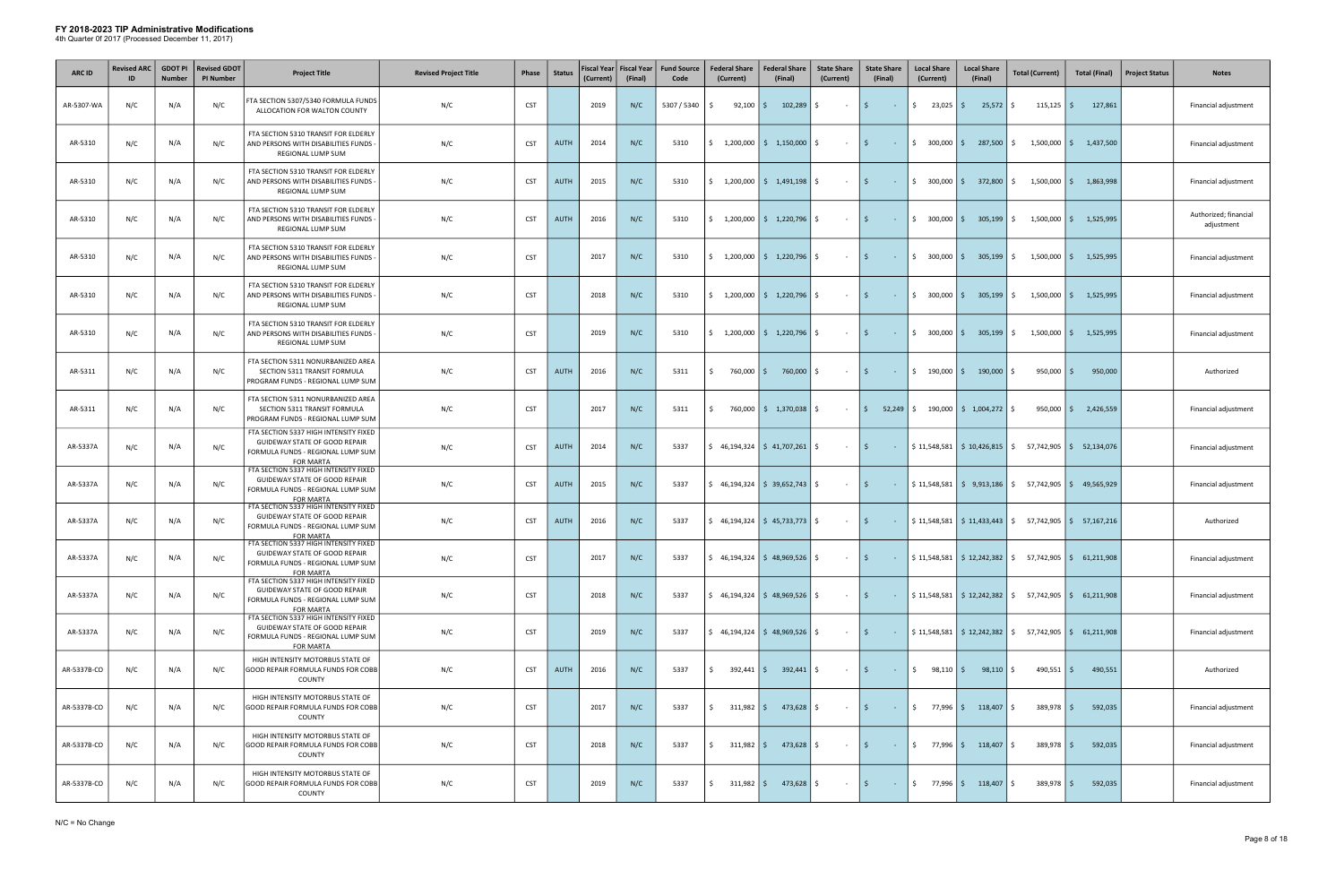# FY 2018-2023 TIP Administrative Modifications

4th Quarter 0f 2017 (Processed December 11, 2017)

| ARC ID | Revised ARC ID | GDOT PI Number | Revised GDOT PI Number | Project Title | Revised Project Title | Phase | Status | Fiscal Year (Current) | Fiscal Year (Final) | Fund Source Code | Federal Share (Current) | Federal Share (Final) | State Share (Current) | State Share (Final) | Local Share (Current) | Local Share (Final) | Total (Current) | Total (Final) | Project Status | Notes |
|---|---|---|---|---|---|---|---|---|---|---|---|---|---|---|---|---|---|---|---|---|
| AR-5307-WA | N/C | N/A | N/C | FTA SECTION 5307/5340 FORMULA FUNDS ALLOCATION FOR WALTON COUNTY | N/C | CST | | 2019 | N/C | 5307 / 5340 | $ 92,100 | $ 102,289 | $ - | $ - | $ 23,025 | $ 25,572 | $ 115,125 | $ 127,861 | | Financial adjustment |
| AR-5310 | N/C | N/A | N/C | FTA SECTION 5310 TRANSIT FOR ELDERLY AND PERSONS WITH DISABILITIES FUNDS - REGIONAL LUMP SUM | N/C | CST | AUTH | 2014 | N/C | 5310 | $ 1,200,000 | $ 1,150,000 | $ - | $ - | $ 300,000 | $ 287,500 | $ 1,500,000 | $ 1,437,500 | | Financial adjustment |
| AR-5310 | N/C | N/A | N/C | FTA SECTION 5310 TRANSIT FOR ELDERLY AND PERSONS WITH DISABILITIES FUNDS - REGIONAL LUMP SUM | N/C | CST | AUTH | 2015 | N/C | 5310 | $ 1,200,000 | $ 1,491,198 | $ - | $ - | $ 300,000 | $ 372,800 | $ 1,500,000 | $ 1,863,998 | | Financial adjustment |
| AR-5310 | N/C | N/A | N/C | FTA SECTION 5310 TRANSIT FOR ELDERLY AND PERSONS WITH DISABILITIES FUNDS - REGIONAL LUMP SUM | N/C | CST | AUTH | 2016 | N/C | 5310 | $ 1,200,000 | $ 1,220,796 | $ - | $ - | $ 300,000 | $ 305,199 | $ 1,500,000 | $ 1,525,995 | | Authorized; financial adjustment |
| AR-5310 | N/C | N/A | N/C | FTA SECTION 5310 TRANSIT FOR ELDERLY AND PERSONS WITH DISABILITIES FUNDS - REGIONAL LUMP SUM | N/C | CST | | 2017 | N/C | 5310 | $ 1,200,000 | $ 1,220,796 | $ - | $ - | $ 300,000 | $ 305,199 | $ 1,500,000 | $ 1,525,995 | | Financial adjustment |
| AR-5310 | N/C | N/A | N/C | FTA SECTION 5310 TRANSIT FOR ELDERLY AND PERSONS WITH DISABILITIES FUNDS - REGIONAL LUMP SUM | N/C | CST | | 2018 | N/C | 5310 | $ 1,200,000 | $ 1,220,796 | $ - | $ - | $ 300,000 | $ 305,199 | $ 1,500,000 | $ 1,525,995 | | Financial adjustment |
| AR-5310 | N/C | N/A | N/C | FTA SECTION 5310 TRANSIT FOR ELDERLY AND PERSONS WITH DISABILITIES FUNDS - REGIONAL LUMP SUM | N/C | CST | | 2019 | N/C | 5310 | $ 1,200,000 | $ 1,220,796 | $ - | $ - | $ 300,000 | $ 305,199 | $ 1,500,000 | $ 1,525,995 | | Financial adjustment |
| AR-5311 | N/C | N/A | N/C | FTA SECTION 5311 NONURBANIZED AREA SECTION 5311 TRANSIT FORMULA PROGRAM FUNDS - REGIONAL LUMP SUM | N/C | CST | AUTH | 2016 | N/C | 5311 | $ 760,000 | $ 760,000 | $ - | $ - | $ 190,000 | $ 190,000 | $ 950,000 | $ 950,000 | | Authorized |
| AR-5311 | N/C | N/A | N/C | FTA SECTION 5311 NONURBANIZED AREA SECTION 5311 TRANSIT FORMULA PROGRAM FUNDS - REGIONAL LUMP SUM | N/C | CST | | 2017 | N/C | 5311 | $ 760,000 | $ 1,370,038 | $ - | $ 52,249 | $ 190,000 | $ 1,004,272 | $ 950,000 | $ 2,426,559 | | Financial adjustment |
| AR-5337A | N/C | N/A | N/C | FTA SECTION 5337 HIGH INTENSITY FIXED GUIDEWAY STATE OF GOOD REPAIR FORMULA FUNDS - REGIONAL LUMP SUM FOR MARTA | N/C | CST | AUTH | 2014 | N/C | 5337 | $ 46,194,324 | $ 41,707,261 | $ - | $ - | $ 11,548,581 | $ 10,426,815 | $ 57,742,905 | $ 52,134,076 | | Financial adjustment |
| AR-5337A | N/C | N/A | N/C | FTA SECTION 5337 HIGH INTENSITY FIXED GUIDEWAY STATE OF GOOD REPAIR FORMULA FUNDS - REGIONAL LUMP SUM FOR MARTA | N/C | CST | AUTH | 2015 | N/C | 5337 | $ 46,194,324 | $ 39,652,743 | $ - | $ - | $ 11,548,581 | $ 9,913,186 | $ 57,742,905 | $ 49,565,929 | | Financial adjustment |
| AR-5337A | N/C | N/A | N/C | FTA SECTION 5337 HIGH INTENSITY FIXED GUIDEWAY STATE OF GOOD REPAIR FORMULA FUNDS - REGIONAL LUMP SUM FOR MARTA | N/C | CST | AUTH | 2016 | N/C | 5337 | $ 46,194,324 | $ 45,733,773 | $ - | $ - | $ 11,548,581 | $ 11,433,443 | $ 57,742,905 | $ 57,167,216 | | Authorized |
| AR-5337A | N/C | N/A | N/C | FTA SECTION 5337 HIGH INTENSITY FIXED GUIDEWAY STATE OF GOOD REPAIR FORMULA FUNDS - REGIONAL LUMP SUM FOR MARTA | N/C | CST | | 2017 | N/C | 5337 | $ 46,194,324 | $ 48,969,526 | $ - | $ - | $ 11,548,581 | $ 12,242,382 | $ 57,742,905 | $ 61,211,908 | | Financial adjustment |
| AR-5337A | N/C | N/A | N/C | FTA SECTION 5337 HIGH INTENSITY FIXED GUIDEWAY STATE OF GOOD REPAIR FORMULA FUNDS - REGIONAL LUMP SUM FOR MARTA | N/C | CST | | 2018 | N/C | 5337 | $ 46,194,324 | $ 48,969,526 | $ - | $ - | $ 11,548,581 | $ 12,242,382 | $ 57,742,905 | $ 61,211,908 | | Financial adjustment |
| AR-5337A | N/C | N/A | N/C | FTA SECTION 5337 HIGH INTENSITY FIXED GUIDEWAY STATE OF GOOD REPAIR FORMULA FUNDS - REGIONAL LUMP SUM FOR MARTA | N/C | CST | | 2019 | N/C | 5337 | $ 46,194,324 | $ 48,969,526 | $ - | $ - | $ 11,548,581 | $ 12,242,382 | $ 57,742,905 | $ 61,211,908 | | Financial adjustment |
| AR-5337B-CO | N/C | N/A | N/C | HIGH INTENSITY MOTORBUS STATE OF GOOD REPAIR FORMULA FUNDS FOR COBB COUNTY | N/C | CST | AUTH | 2016 | N/C | 5337 | $ 392,441 | $ 392,441 | $ - | $ - | $ 98,110 | $ 98,110 | $ 490,551 | $ 490,551 | | Authorized |
| AR-5337B-CO | N/C | N/A | N/C | HIGH INTENSITY MOTORBUS STATE OF GOOD REPAIR FORMULA FUNDS FOR COBB COUNTY | N/C | CST | | 2017 | N/C | 5337 | $ 311,982 | $ 473,628 | $ - | $ - | $ 77,996 | $ 118,407 | $ 389,978 | $ 592,035 | | Financial adjustment |
| AR-5337B-CO | N/C | N/A | N/C | HIGH INTENSITY MOTORBUS STATE OF GOOD REPAIR FORMULA FUNDS FOR COBB COUNTY | N/C | CST | | 2018 | N/C | 5337 | $ 311,982 | $ 473,628 | $ - | $ - | $ 77,996 | $ 118,407 | $ 389,978 | $ 592,035 | | Financial adjustment |
| AR-5337B-CO | N/C | N/A | N/C | HIGH INTENSITY MOTORBUS STATE OF GOOD REPAIR FORMULA FUNDS FOR COBB COUNTY | N/C | CST | | 2019 | N/C | 5337 | $ 311,982 | $ 473,628 | $ - | $ - | $ 77,996 | $ 118,407 | $ 389,978 | $ 592,035 | | Financial adjustment |

N/C = No Change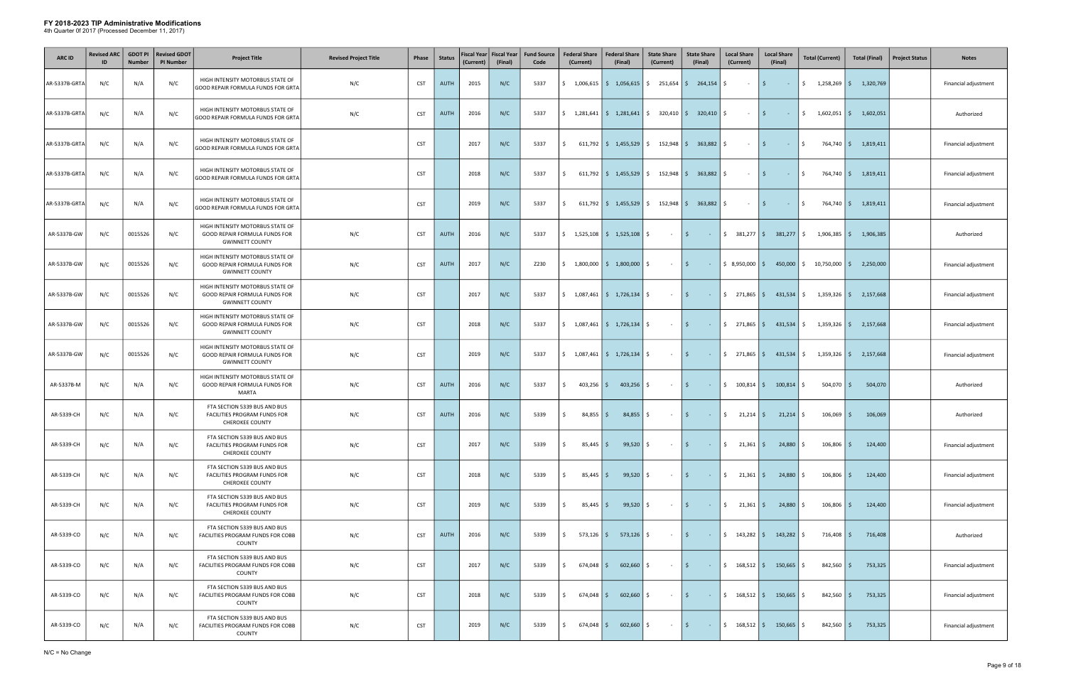# FY 2018-2023 TIP Administrative Modifications

4th Quarter 0f 2017 (Processed December 11, 2017)

| ARC ID | Revised ARC ID | GDOT PI Number | Revised GDOT PI Number | Project Title | Revised Project Title | Phase | Status | Fiscal Year (Current) | Fiscal Year (Final) | Fund Source Code | Federal Share (Current) | Federal Share (Final) | State Share (Current) | State Share (Final) | Local Share (Current) | Local Share (Final) | Total (Current) | Total (Final) | Project Status | Notes |
|---|---|---|---|---|---|---|---|---|---|---|---|---|---|---|---|---|---|---|---|---|
| AR-5337B-GRTA | N/C | N/A | N/C | HIGH INTENSITY MOTORBUS STATE OF GOOD REPAIR FORMULA FUNDS FOR GRTA | N/C | CST | AUTH | 2015 | N/C | 5337 | $ 1,006,615 | $ 1,056,615 | $ 251,654 | $ 264,154 | $ - | $ - | $ 1,258,269 | $ 1,320,769 | | Financial adjustment |
| AR-5337B-GRTA | N/C | N/A | N/C | HIGH INTENSITY MOTORBUS STATE OF GOOD REPAIR FORMULA FUNDS FOR GRTA | N/C | CST | AUTH | 2016 | N/C | 5337 | $ 1,281,641 | $ 1,281,641 | $ 320,410 | $ 320,410 | $ - | $ - | $ 1,602,051 | $ 1,602,051 | | Authorized |
| AR-5337B-GRTA | N/C | N/A | N/C | HIGH INTENSITY MOTORBUS STATE OF GOOD REPAIR FORMULA FUNDS FOR GRTA | | CST | | 2017 | N/C | 5337 | $ 611,792 | $ 1,455,529 | $ 152,948 | $ 363,882 | $ - | $ - | $ 764,740 | $ 1,819,411 | | Financial adjustment |
| AR-5337B-GRTA | N/C | N/A | N/C | HIGH INTENSITY MOTORBUS STATE OF GOOD REPAIR FORMULA FUNDS FOR GRTA | | CST | | 2018 | N/C | 5337 | $ 611,792 | $ 1,455,529 | $ 152,948 | $ 363,882 | $ - | $ - | $ 764,740 | $ 1,819,411 | | Financial adjustment |
| AR-5337B-GRTA | N/C | N/A | N/C | HIGH INTENSITY MOTORBUS STATE OF GOOD REPAIR FORMULA FUNDS FOR GRTA | | CST | | 2019 | N/C | 5337 | $ 611,792 | $ 1,455,529 | $ 152,948 | $ 363,882 | $ - | $ - | $ 764,740 | $ 1,819,411 | | Financial adjustment |
| AR-5337B-GW | N/C | 0015526 | N/C | HIGH INTENSITY MOTORBUS STATE OF GOOD REPAIR FORMULA FUNDS FOR GWINNETT COUNTY | N/C | CST | AUTH | 2016 | N/C | 5337 | $ 1,525,108 | $ 1,525,108 | $ - | $ - | $ 381,277 | $ 381,277 | $ 1,906,385 | $ 1,906,385 | | Authorized |
| AR-5337B-GW | N/C | 0015526 | N/C | HIGH INTENSITY MOTORBUS STATE OF GOOD REPAIR FORMULA FUNDS FOR GWINNETT COUNTY | N/C | CST | AUTH | 2017 | N/C | Z230 | $ 1,800,000 | $ 1,800,000 | $ - | $ - | $ 8,950,000 | $ 450,000 | $ 10,750,000 | $ 2,250,000 | | Financial adjustment |
| AR-5337B-GW | N/C | 0015526 | N/C | HIGH INTENSITY MOTORBUS STATE OF GOOD REPAIR FORMULA FUNDS FOR GWINNETT COUNTY | N/C | CST | | 2017 | N/C | 5337 | $ 1,087,461 | $ 1,726,134 | $ - | $ - | $ 271,865 | $ 431,534 | $ 1,359,326 | $ 2,157,668 | | Financial adjustment |
| AR-5337B-GW | N/C | 0015526 | N/C | HIGH INTENSITY MOTORBUS STATE OF GOOD REPAIR FORMULA FUNDS FOR GWINNETT COUNTY | N/C | CST | | 2018 | N/C | 5337 | $ 1,087,461 | $ 1,726,134 | $ - | $ - | $ 271,865 | $ 431,534 | $ 1,359,326 | $ 2,157,668 | | Financial adjustment |
| AR-5337B-GW | N/C | 0015526 | N/C | HIGH INTENSITY MOTORBUS STATE OF GOOD REPAIR FORMULA FUNDS FOR GWINNETT COUNTY | N/C | CST | | 2019 | N/C | 5337 | $ 1,087,461 | $ 1,726,134 | $ - | $ - | $ 271,865 | $ 431,534 | $ 1,359,326 | $ 2,157,668 | | Financial adjustment |
| AR-5337B-M | N/C | N/A | N/C | HIGH INTENSITY MOTORBUS STATE OF GOOD REPAIR FORMULA FUNDS FOR MARTA | N/C | CST | AUTH | 2016 | N/C | 5337 | $ 403,256 | $ 403,256 | $ - | $ - | $ 100,814 | $ 100,814 | $ 504,070 | $ 504,070 | | Authorized |
| AR-5339-CH | N/C | N/A | N/C | FTA SECTION 5339 BUS AND BUS FACILITIES PROGRAM FUNDS FOR CHEROKEE COUNTY | N/C | CST | AUTH | 2016 | N/C | 5339 | $ 84,855 | $ 84,855 | $ - | $ - | $ 21,214 | $ 21,214 | $ 106,069 | $ 106,069 | | Authorized |
| AR-5339-CH | N/C | N/A | N/C | FTA SECTION 5339 BUS AND BUS FACILITIES PROGRAM FUNDS FOR CHEROKEE COUNTY | N/C | CST | | 2017 | N/C | 5339 | $ 85,445 | $ 99,520 | $ - | $ - | $ 21,361 | $ 24,880 | $ 106,806 | $ 124,400 | | Financial adjustment |
| AR-5339-CH | N/C | N/A | N/C | FTA SECTION 5339 BUS AND BUS FACILITIES PROGRAM FUNDS FOR CHEROKEE COUNTY | N/C | CST | | 2018 | N/C | 5339 | $ 85,445 | $ 99,520 | $ - | $ - | $ 21,361 | $ 24,880 | $ 106,806 | $ 124,400 | | Financial adjustment |
| AR-5339-CH | N/C | N/A | N/C | FTA SECTION 5339 BUS AND BUS FACILITIES PROGRAM FUNDS FOR CHEROKEE COUNTY | N/C | CST | | 2019 | N/C | 5339 | $ 85,445 | $ 99,520 | $ - | $ - | $ 21,361 | $ 24,880 | $ 106,806 | $ 124,400 | | Financial adjustment |
| AR-5339-CO | N/C | N/A | N/C | FTA SECTION 5339 BUS AND BUS FACILITIES PROGRAM FUNDS FOR COBB COUNTY | N/C | CST | AUTH | 2016 | N/C | 5339 | $ 573,126 | $ 573,126 | $ - | $ - | $ 143,282 | $ 143,282 | $ 716,408 | $ 716,408 | | Authorized |
| AR-5339-CO | N/C | N/A | N/C | FTA SECTION 5339 BUS AND BUS FACILITIES PROGRAM FUNDS FOR COBB COUNTY | N/C | CST | | 2017 | N/C | 5339 | $ 674,048 | $ 602,660 | $ - | $ - | $ 168,512 | $ 150,665 | $ 842,560 | $ 753,325 | | Financial adjustment |
| AR-5339-CO | N/C | N/A | N/C | FTA SECTION 5339 BUS AND BUS FACILITIES PROGRAM FUNDS FOR COBB COUNTY | N/C | CST | | 2018 | N/C | 5339 | $ 674,048 | $ 602,660 | $ - | $ - | $ 168,512 | $ 150,665 | $ 842,560 | $ 753,325 | | Financial adjustment |
| AR-5339-CO | N/C | N/A | N/C | FTA SECTION 5339 BUS AND BUS FACILITIES PROGRAM FUNDS FOR COBB COUNTY | N/C | CST | | 2019 | N/C | 5339 | $ 674,048 | $ 602,660 | $ - | $ - | $ 168,512 | $ 150,665 | $ 842,560 | $ 753,325 | | Financial adjustment |

N/C = No Change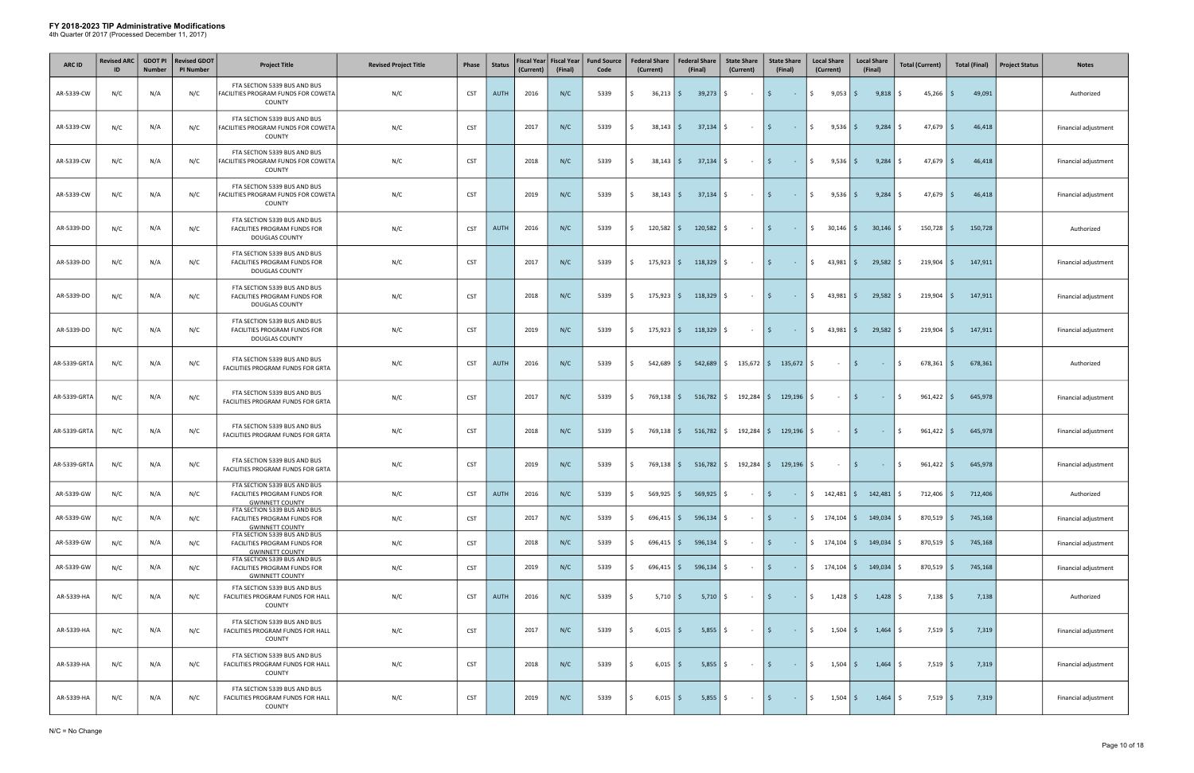# FY 2018-2023 TIP Administrative Modifications

4th Quarter 0f 2017 (Processed December 11, 2017)

| ARC ID | Revised ARC ID | GDOT PI Number | Revised GDOT PI Number | Project Title | Revised Project Title | Phase | Status | Fiscal Year (Current) | Fiscal Year (Final) | Fund Source Code | Federal Share (Current) | Federal Share (Final) | State Share (Current) | State Share (Final) | Local Share (Current) | Local Share (Final) | Total (Current) | Total (Final) | Project Status | Notes |
|---|---|---|---|---|---|---|---|---|---|---|---|---|---|---|---|---|---|---|---|---|
| AR-5339-CW | N/C | N/A | N/C | FTA SECTION 5339 BUS AND BUS FACILITIES PROGRAM FUNDS FOR COWETA COUNTY | N/C | CST | AUTH | 2016 | N/C | 5339 | $ 36,213 | $ 39,273 | $ - | $ - | $ 9,053 | $ 9,818 | $ 45,266 | $ 49,091 | | Authorized |
| AR-5339-CW | N/C | N/A | N/C | FTA SECTION 5339 BUS AND BUS FACILITIES PROGRAM FUNDS FOR COWETA COUNTY | N/C | CST | | 2017 | N/C | 5339 | $ 38,143 | $ 37,134 | $ - | $ - | $ 9,536 | $ 9,284 | $ 47,679 | $ 46,418 | | Financial adjustment |
| AR-5339-CW | N/C | N/A | N/C | FTA SECTION 5339 BUS AND BUS FACILITIES PROGRAM FUNDS FOR COWETA COUNTY | N/C | CST | | 2018 | N/C | 5339 | $ 38,143 | $ 37,134 | $ - | $ - | $ 9,536 | $ 9,284 | $ 47,679 | $ 46,418 | | Financial adjustment |
| AR-5339-CW | N/C | N/A | N/C | FTA SECTION 5339 BUS AND BUS FACILITIES PROGRAM FUNDS FOR COWETA COUNTY | N/C | CST | | 2019 | N/C | 5339 | $ 38,143 | $ 37,134 | $ - | $ - | $ 9,536 | $ 9,284 | $ 47,679 | $ 46,418 | | Financial adjustment |
| AR-5339-DO | N/C | N/A | N/C | FTA SECTION 5339 BUS AND BUS FACILITIES PROGRAM FUNDS FOR DOUGLAS COUNTY | N/C | CST | AUTH | 2016 | N/C | 5339 | $ 120,582 | $ 120,582 | $ - | $ - | $ 30,146 | $ 30,146 | $ 150,728 | $ 150,728 | | Authorized |
| AR-5339-DO | N/C | N/A | N/C | FTA SECTION 5339 BUS AND BUS FACILITIES PROGRAM FUNDS FOR DOUGLAS COUNTY | N/C | CST | | 2017 | N/C | 5339 | $ 175,923 | $ 118,329 | $ - | $ - | $ 43,981 | $ 29,582 | $ 219,904 | $ 147,911 | | Financial adjustment |
| AR-5339-DO | N/C | N/A | N/C | FTA SECTION 5339 BUS AND BUS FACILITIES PROGRAM FUNDS FOR DOUGLAS COUNTY | N/C | CST | | 2018 | N/C | 5339 | $ 175,923 | $ 118,329 | $ - | $ - | $ 43,981 | $ 29,582 | $ 219,904 | $ 147,911 | | Financial adjustment |
| AR-5339-DO | N/C | N/A | N/C | FTA SECTION 5339 BUS AND BUS FACILITIES PROGRAM FUNDS FOR DOUGLAS COUNTY | N/C | CST | | 2019 | N/C | 5339 | $ 175,923 | $ 118,329 | $ - | $ - | $ 43,981 | $ 29,582 | $ 219,904 | $ 147,911 | | Financial adjustment |
| AR-5339-GRTA | N/C | N/A | N/C | FTA SECTION 5339 BUS AND BUS FACILITIES PROGRAM FUNDS FOR GRTA | N/C | CST | AUTH | 2016 | N/C | 5339 | $ 542,689 | $ 542,689 | $ 135,672 | $ 135,672 | $ - | $ - | $ 678,361 | $ 678,361 | | Authorized |
| AR-5339-GRTA | N/C | N/A | N/C | FTA SECTION 5339 BUS AND BUS FACILITIES PROGRAM FUNDS FOR GRTA | N/C | CST | | 2017 | N/C | 5339 | $ 769,138 | $ 516,782 | $ 192,284 | $ 129,196 | $ - | $ - | $ 961,422 | $ 645,978 | | Financial adjustment |
| AR-5339-GRTA | N/C | N/A | N/C | FTA SECTION 5339 BUS AND BUS FACILITIES PROGRAM FUNDS FOR GRTA | N/C | CST | | 2018 | N/C | 5339 | $ 769,138 | $ 516,782 | $ 192,284 | $ 129,196 | $ - | $ - | $ 961,422 | $ 645,978 | | Financial adjustment |
| AR-5339-GRTA | N/C | N/A | N/C | FTA SECTION 5339 BUS AND BUS FACILITIES PROGRAM FUNDS FOR GRTA | N/C | CST | | 2019 | N/C | 5339 | $ 769,138 | $ 516,782 | $ 192,284 | $ 129,196 | $ - | $ - | $ 961,422 | $ 645,978 | | Financial adjustment |
| AR-5339-GW | N/C | N/A | N/C | FTA SECTION 5339 BUS AND BUS FACILITIES PROGRAM FUNDS FOR GWINNETT COUNTY | N/C | CST | AUTH | 2016 | N/C | 5339 | $ 569,925 | $ 569,925 | $ - | $ - | $ 142,481 | $ 142,481 | $ 712,406 | $ 712,406 | | Authorized |
| AR-5339-GW | N/C | N/A | N/C | FTA SECTION 5339 BUS AND BUS FACILITIES PROGRAM FUNDS FOR GWINNETT COUNTY | N/C | CST | | 2017 | N/C | 5339 | $ 696,415 | $ 596,134 | $ - | $ - | $ 174,104 | $ 149,034 | $ 870,519 | $ 745,168 | | Financial adjustment |
| AR-5339-GW | N/C | N/A | N/C | FTA SECTION 5339 BUS AND BUS FACILITIES PROGRAM FUNDS FOR GWINNETT COUNTY | N/C | CST | | 2018 | N/C | 5339 | $ 696,415 | $ 596,134 | $ - | $ - | $ 174,104 | $ 149,034 | $ 870,519 | $ 745,168 | | Financial adjustment |
| AR-5339-GW | N/C | N/A | N/C | FTA SECTION 5339 BUS AND BUS FACILITIES PROGRAM FUNDS FOR GWINNETT COUNTY | N/C | CST | | 2019 | N/C | 5339 | $ 696,415 | $ 596,134 | $ - | $ - | $ 174,104 | $ 149,034 | $ 870,519 | $ 745,168 | | Financial adjustment |
| AR-5339-HA | N/C | N/A | N/C | FTA SECTION 5339 BUS AND BUS FACILITIES PROGRAM FUNDS FOR HALL COUNTY | N/C | CST | AUTH | 2016 | N/C | 5339 | $ 5,710 | $ 5,710 | $ - | $ - | $ 1,428 | $ 1,428 | $ 7,138 | $ 7,138 | | Authorized |
| AR-5339-HA | N/C | N/A | N/C | FTA SECTION 5339 BUS AND BUS FACILITIES PROGRAM FUNDS FOR HALL COUNTY | N/C | CST | | 2017 | N/C | 5339 | $ 6,015 | $ 5,855 | $ - | $ - | $ 1,504 | $ 1,464 | $ 7,519 | $ 7,319 | | Financial adjustment |
| AR-5339-HA | N/C | N/A | N/C | FTA SECTION 5339 BUS AND BUS FACILITIES PROGRAM FUNDS FOR HALL COUNTY | N/C | CST | | 2018 | N/C | 5339 | $ 6,015 | $ 5,855 | $ - | $ - | $ 1,504 | $ 1,464 | $ 7,519 | $ 7,319 | | Financial adjustment |
| AR-5339-HA | N/C | N/A | N/C | FTA SECTION 5339 BUS AND BUS FACILITIES PROGRAM FUNDS FOR HALL COUNTY | N/C | CST | | 2019 | N/C | 5339 | $ 6,015 | $ 5,855 | $ - | $ - | $ 1,504 | $ 1,464 | $ 7,519 | $ 7,319 | | Financial adjustment |

N/C = No Change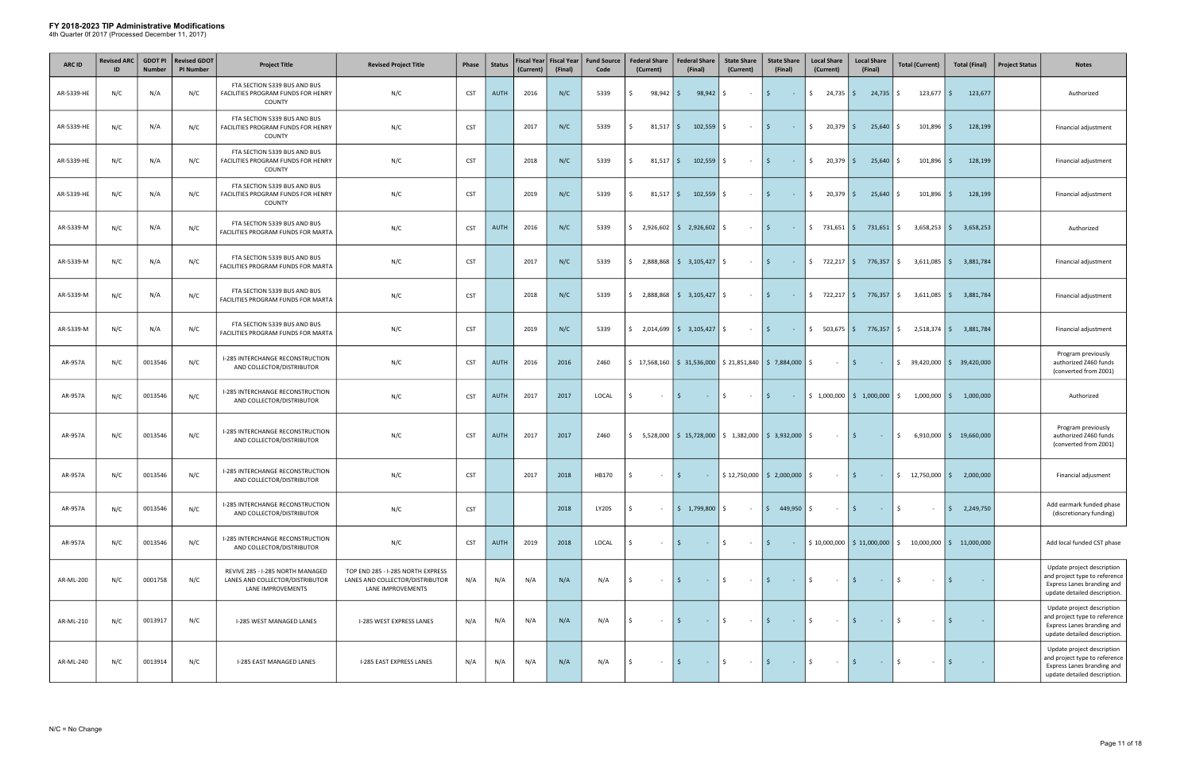# FY 2018-2023 TIP Administrative Modifications

4th Quarter 0f 2017 (Processed December 11, 2017)

| ARC ID | Revised ARC ID | GDOT PI Number | Revised GDOT PI Number | Project Title | Revised Project Title | Phase | Status | Fiscal Year (Current) | Fiscal Year (Final) | Fund Source Code | Federal Share (Current) | Federal Share (Final) | State Share (Current) | State Share (Final) | Local Share (Current) | Local Share (Final) | Total (Current) | Total (Final) | Project Status | Notes |
|---|---|---|---|---|---|---|---|---|---|---|---|---|---|---|---|---|---|---|---|---|
| AR-5339-HE | N/C | N/A | N/C | FTA SECTION 5339 BUS AND BUS FACILITIES PROGRAM FUNDS FOR HENRY COUNTY | N/C | CST | AUTH | 2016 | N/C | 5339 | $ 98,942 | $ 98,942 | $ - | $ - | $ 24,735 | $ 24,735 | $ 123,677 | $ 123,677 | | Authorized |
| AR-5339-HE | N/C | N/A | N/C | FTA SECTION 5339 BUS AND BUS FACILITIES PROGRAM FUNDS FOR HENRY COUNTY | N/C | CST | | 2017 | N/C | 5339 | $ 81,517 | $ 102,559 | $ - | $ - | $ 20,379 | $ 25,640 | $ 101,896 | $ 128,199 | | Financial adjustment |
| AR-5339-HE | N/C | N/A | N/C | FTA SECTION 5339 BUS AND BUS FACILITIES PROGRAM FUNDS FOR HENRY COUNTY | N/C | CST | | 2018 | N/C | 5339 | $ 81,517 | $ 102,559 | $ - | $ - | $ 20,379 | $ 25,640 | $ 101,896 | $ 128,199 | | Financial adjustment |
| AR-5339-HE | N/C | N/A | N/C | FTA SECTION 5339 BUS AND BUS FACILITIES PROGRAM FUNDS FOR HENRY COUNTY | N/C | CST | | 2019 | N/C | 5339 | $ 81,517 | $ 102,559 | $ - | $ - | $ 20,379 | $ 25,640 | $ 101,896 | $ 128,199 | | Financial adjustment |
| AR-5339-M | N/C | N/A | N/C | FTA SECTION 5339 BUS AND BUS FACILITIES PROGRAM FUNDS FOR MARTA | N/C | CST | AUTH | 2016 | N/C | 5339 | $ 2,926,602 | $ 2,926,602 | $ - | $ - | $ 731,651 | $ 731,651 | $ 3,658,253 | $ 3,658,253 | | Authorized |
| AR-5339-M | N/C | N/A | N/C | FTA SECTION 5339 BUS AND BUS FACILITIES PROGRAM FUNDS FOR MARTA | N/C | CST | | 2017 | N/C | 5339 | $ 2,888,868 | $ 3,105,427 | $ - | $ - | $ 722,217 | $ 776,357 | $ 3,611,085 | $ 3,881,784 | | Financial adjustment |
| AR-5339-M | N/C | N/A | N/C | FTA SECTION 5339 BUS AND BUS FACILITIES PROGRAM FUNDS FOR MARTA | N/C | CST | | 2018 | N/C | 5339 | $ 2,888,868 | $ 3,105,427 | $ - | $ - | $ 722,217 | $ 776,357 | $ 3,611,085 | $ 3,881,784 | | Financial adjustment |
| AR-5339-M | N/C | N/A | N/C | FTA SECTION 5339 BUS AND BUS FACILITIES PROGRAM FUNDS FOR MARTA | N/C | CST | | 2019 | N/C | 5339 | $ 2,014,699 | $ 3,105,427 | $ - | $ - | $ 503,675 | $ 776,357 | $ 2,518,374 | $ 3,881,784 | | Financial adjustment |
| AR-957A | N/C | 0013546 | N/C | I-285 INTERCHANGE RECONSTRUCTION AND COLLECTOR/DISTRIBUTOR | N/C | CST | AUTH | 2016 | 2016 | Z460 | $ 17,568,160 | $ 31,536,000 | $ 21,851,840 | $ 7,884,000 | $ - | $ - | $ 39,420,000 | $ 39,420,000 | | Program previously authorized Z460 funds (converted from Z001) |
| AR-957A | N/C | 0013546 | N/C | I-285 INTERCHANGE RECONSTRUCTION AND COLLECTOR/DISTRIBUTOR | N/C | CST | AUTH | 2017 | 2017 | LOCAL | $ - | $ - | $ - | $ - | $ 1,000,000 | $ 1,000,000 | $ 1,000,000 | $ 1,000,000 | | Authorized |
| AR-957A | N/C | 0013546 | N/C | I-285 INTERCHANGE RECONSTRUCTION AND COLLECTOR/DISTRIBUTOR | N/C | CST | AUTH | 2017 | 2017 | Z460 | $ 5,528,000 | $ 15,728,000 | $ 1,382,000 | $ 3,932,000 | $ - | $ - | $ 6,910,000 | $ 19,660,000 | | Program previously authorized Z460 funds (converted from Z001) |
| AR-957A | N/C | 0013546 | N/C | I-285 INTERCHANGE RECONSTRUCTION AND COLLECTOR/DISTRIBUTOR | N/C | CST | | 2017 | 2018 | HB170 | $ - | $ - | $ 12,750,000 | $ 2,000,000 | $ - | $ - | $ 12,750,000 | $ 2,000,000 | | Financial adjusment |
| AR-957A | N/C | 0013546 | N/C | I-285 INTERCHANGE RECONSTRUCTION AND COLLECTOR/DISTRIBUTOR | N/C | CST | | | 2018 | LY20S | $ - | $ 1,799,800 | $ - | $ 449,950 | $ - | $ - | $ - | $ 2,249,750 | | Add earmark funded phase (discretionary funding) |
| AR-957A | N/C | 0013546 | N/C | I-285 INTERCHANGE RECONSTRUCTION AND COLLECTOR/DISTRIBUTOR | N/C | CST | AUTH | 2019 | 2018 | LOCAL | $ - | $ - | $ - | $ - | $ 10,000,000 | $ 11,000,000 | $ 10,000,000 | $ 11,000,000 | | Add local funded CST phase |
| AR-ML-200 | N/C | 0001758 | N/C | REVIVE 285 - I-285 NORTH MANAGED LANES AND COLLECTOR/DISTRIBUTOR LANE IMPROVEMENTS | TOP END 285 - I-285 NORTH EXPRESS LANES AND COLLECTOR/DISTRIBUTOR LANE IMPROVEMENTS | N/A | N/A | N/A | N/A | N/A | $ - | $ - | $ - | $ - | $ - | $ - | $ - | $ - | | Update project description and project type to reference Express Lanes branding and update detailed description. |
| AR-ML-210 | N/C | 0013917 | N/C | I-285 WEST MANAGED LANES | I-285 WEST EXPRESS LANES | N/A | N/A | N/A | N/A | N/A | $ - | $ - | $ - | $ - | $ - | $ - | $ - | $ - | | Update project description and project type to reference Express Lanes branding and update detailed description. |
| AR-ML-240 | N/C | 0013914 | N/C | I-285 EAST MANAGED LANES | I-285 EAST EXPRESS LANES | N/A | N/A | N/A | N/A | N/A | $ - | $ - | $ - | $ - | $ - | $ - | $ - | $ - | | Update project description and project type to reference Express Lanes branding and update detailed description. |

N/C = No Change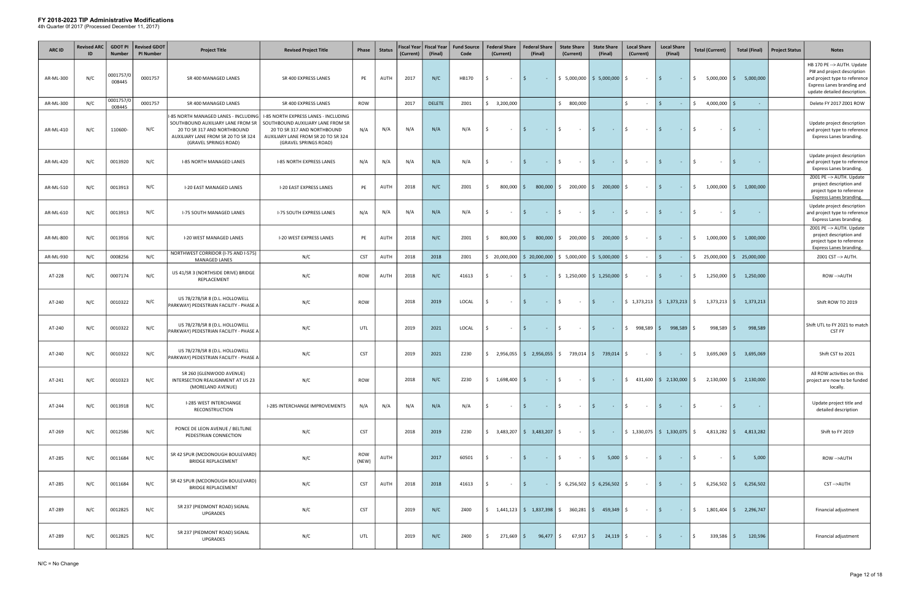# FY 2018-2023 TIP Administrative Modifications

4th Quarter 0f 2017 (Processed December 11, 2017)

| ARC ID | Revised ARC ID | GDOT PI Number | Revised GDOT PI Number | Project Title | Revised Project Title | Phase | Status | Fiscal Year (Current) | Fiscal Year (Final) | Fund Source Code | Federal Share (Current) | Federal Share (Final) | State Share (Current) | State Share (Final) | Local Share (Current) | Local Share (Final) | Total (Current) | Total (Final) | Project Status | Notes |
|---|---|---|---|---|---|---|---|---|---|---|---|---|---|---|---|---|---|---|---|---|
| AR-ML-300 | N/C | 0001757/0008445 | 0001757 | SR 400 MANAGED LANES | SR 400 EXPRESS LANES | PE | AUTH | 2017 | N/C | HB170 | $ - | $ - | $ 5,000,000 | $ 5,000,000 | $ - | $ - | $ 5,000,000 | $ 5,000,000 | | HB 170 PE --> AUTH. Update PI# and project description and project type to reference Express Lanes branding and update detailed description. |
| AR-ML-300 | N/C | 0001757/0008445 | 0001757 | SR 400 MANAGED LANES | SR 400 EXPRESS LANES | ROW | | 2017 | DELETE | Z001 | $ 3,200,000 | | $ 800,000 | | $ - | $ - | $ 4,000,000 | $ - | | Delete FY 2017 Z001 ROW |
| AR-ML-410 | N/C | 110600- | N/C | I-85 NORTH MANAGED LANES - INCLUDING SOUTHBOUND AUXILIARY LANE FROM SR 20 TO SR 317 AND NORTHBOUND AUXILIARY LANE FROM SR 20 TO SR 324 (GRAVEL SPRINGS ROAD) | I-85 NORTH EXPRESS LANES - INCLUDING SOUTHBOUND AUXILIARY LANE FROM SR 20 TO SR 317 AND NORTHBOUND AUXILIARY LANE FROM SR 20 TO SR 324 (GRAVEL SPRINGS ROAD) | N/A | N/A | N/A | N/A | N/A | $ - | $ - | $ - | $ - | $ - | $ - | $ - | $ - | | Update project description and project type to reference Express Lanes branding. |
| AR-ML-420 | N/C | 0013920 | N/C | I-85 NORTH MANAGED LANES | I-85 NORTH EXPRESS LANES | N/A | N/A | N/A | N/A | N/A | $ - | $ - | $ - | $ - | $ - | $ - | $ - | $ - | | Update project description and project type to reference Express Lanes branding. |
| AR-ML-510 | N/C | 0013913 | N/C | I-20 EAST MANAGED LANES | I-20 EAST EXPRESS LANES | PE | AUTH | 2018 | N/C | Z001 | $ 800,000 | $ 800,000 | $ 200,000 | $ 200,000 | $ - | $ - | $ 1,000,000 | $ 1,000,000 | | Z001 PE --> AUTH. Update project description and project type to reference Express Lanes branding. |
| AR-ML-610 | N/C | 0013913 | N/C | I-75 SOUTH MANAGED LANES | I-75 SOUTH EXPRESS LANES | N/A | N/A | N/A | N/A | N/A | $ - | $ - | $ - | $ - | $ - | $ - | $ - | $ - | | Update project description and project type to reference Express Lanes branding. |
| AR-ML-800 | N/C | 0013916 | N/C | I-20 WEST MANAGED LANES | I-20 WEST EXPRESS LANES | PE | AUTH | 2018 | N/C | Z001 | $ 800,000 | $ 800,000 | $ 200,000 | $ 200,000 | $ - | $ - | $ 1,000,000 | $ 1,000,000 | | Z001 PE --> AUTH. Update project description and project type to reference Express Lanes branding. |
| AR-ML-930 | N/C | 0008256 | N/C | NORTHWEST CORRIDOR (I-75 AND I-575) MANAGED LANES | N/C | CST | AUTH | 2018 | 2018 | Z001 | $ 20,000,000 | $ 20,000,000 | $ 5,000,000 | $ 5,000,000 | $ - | $ - | $ 25,000,000 | $ 25,000,000 | | Z001 CST --> AUTH. |
| AT-228 | N/C | 0007174 | N/C | US 41/SR 3 (NORTHSIDE DRIVE) BRIDGE REPLACEMENT | N/C | ROW | AUTH | 2018 | N/C | 41613 | $ - | $ - | $ 1,250,000 | $ 1,250,000 | $ - | $ - | $ 1,250,000 | $ 1,250,000 | | ROW -->AUTH |
| AT-240 | N/C | 0010322 | N/C | US 78/278/SR 8 (D.L. HOLLOWELL PARKWAY) PEDESTRIAN FACILITY - PHASE A | N/C | ROW | | 2018 | 2019 | LOCAL | $ - | $ - | $ - | $ - | $ 1,373,213 | $ 1,373,213 | $ 1,373,213 | $ 1,373,213 | | Shift ROW TO 2019 |
| AT-240 | N/C | 0010322 | N/C | US 78/278/SR 8 (D.L. HOLLOWELL PARKWAY) PEDESTRIAN FACILITY - PHASE A | N/C | UTL | | 2019 | 2021 | LOCAL | $ - | $ - | $ - | $ - | $ 998,589 | $ 998,589 | $ 998,589 | $ 998,589 | | Shift UTL to FY 2021 to match CST FY |
| AT-240 | N/C | 0010322 | N/C | US 78/278/SR 8 (D.L. HOLLOWELL PARKWAY) PEDESTRIAN FACILITY - PHASE A | N/C | CST | | 2019 | 2021 | Z230 | $ 2,956,055 | $ 2,956,055 | $ 739,014 | $ 739,014 | $ - | $ - | $ 3,695,069 | $ 3,695,069 | | Shift CST to 2021 |
| AT-241 | N/C | 0010323 | N/C | SR 260 (GLENWOOD AVENUE) INTERSECTION REALIGNMENT AT US 23 (MORELAND AVENUE) | N/C | ROW | | 2018 | N/C | Z230 | $ 1,698,400 | $ - | $ - | $ - | $ 431,600 | $ 2,130,000 | $ 2,130,000 | $ 2,130,000 | | All ROW activities on this project are now to be funded locally. |
| AT-244 | N/C | 0013918 | N/C | I-285 WEST INTERCHANGE RECONSTRUCTION | I-285 INTERCHANGE IMPROVEMENTS | N/A | N/A | N/A | N/A | N/A | $ - | $ - | $ - | $ - | $ - | $ - | $ - | $ - | | Update project title and detailed description |
| AT-269 | N/C | 0012586 | N/C | PONCE DE LEON AVENUE / BELTLINE PEDESTRIAN CONNECTION | N/C | CST | | 2018 | 2019 | Z230 | $ 3,483,207 | $ 3,483,207 | $ - | $ - | $ 1,330,075 | $ 1,330,075 | $ 4,813,282 | $ 4,813,282 | | Shift to FY 2019 |
| AT-285 | N/C | 0011684 | N/C | SR 42 SPUR (MCDONOUGH BOULEVARD) BRIDGE REPLACEMENT | N/C | ROW (NEW) | AUTH | | 2017 | 60501 | $ - | $ - | $ - | $ 5,000 | $ - | $ - | $ - | $ 5,000 | | ROW -->AUTH |
| AT-285 | N/C | 0011684 | N/C | SR 42 SPUR (MCDONOUGH BOULEVARD) BRIDGE REPLACEMENT | N/C | CST | AUTH | 2018 | 2018 | 41613 | $ - | $ - | $ 6,256,502 | $ 6,256,502 | $ - | $ - | $ 6,256,502 | $ 6,256,502 | | CST -->AUTH |
| AT-289 | N/C | 0012825 | N/C | SR 237 (PIEDMONT ROAD) SIGNAL UPGRADES | N/C | CST | | 2019 | N/C | Z400 | $ 1,441,123 | $ 1,837,398 | $ 360,281 | $ 459,349 | $ - | $ - | $ 1,801,404 | $ 2,296,747 | | Financial adjustment |
| AT-289 | N/C | 0012825 | N/C | SR 237 (PIEDMONT ROAD) SIGNAL UPGRADES | N/C | UTL | | 2019 | N/C | Z400 | $ 271,669 | $ 96,477 | $ 67,917 | $ 24,119 | $ - | $ - | $ 339,586 | $ 120,596 | | Financial adjustment |

N/C = No Change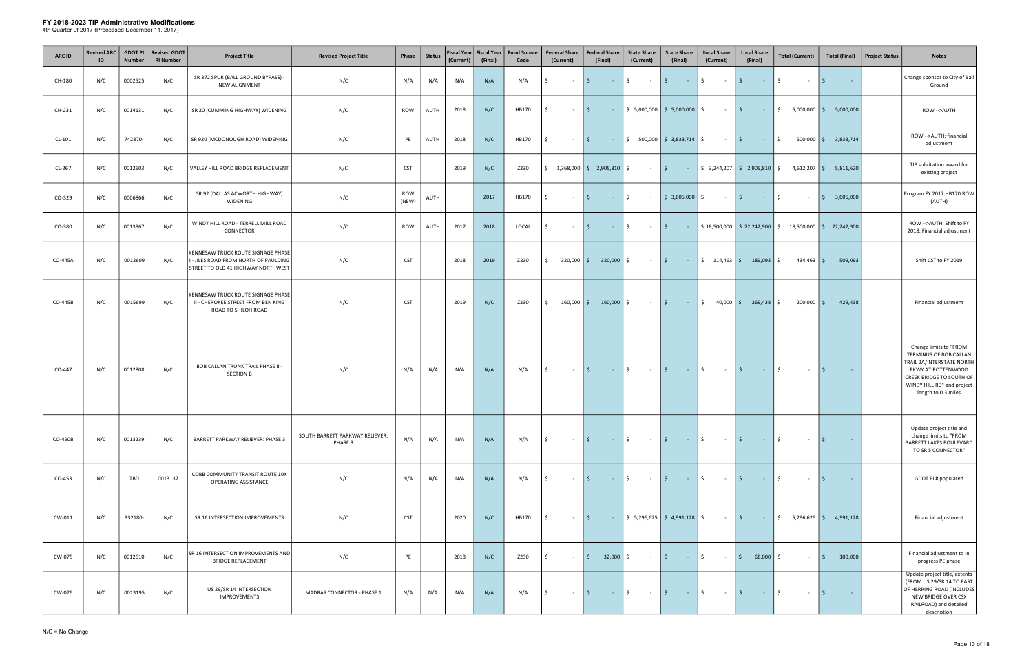# FY 2018-2023 TIP Administrative Modifications

4th Quarter 0f 2017 (Processed December 11, 2017)

| ARC ID | Revised ARC ID | GDOT PI Number | Revised GDOT PI Number | Project Title | Revised Project Title | Phase | Status | Fiscal Year (Current) | Fiscal Year (Final) | Fund Source Code | Federal Share (Current) | Federal Share (Final) | State Share (Current) | State Share (Final) | Local Share (Current) | Local Share (Final) | Total (Current) | Total (Final) | Project Status | Notes |
|---|---|---|---|---|---|---|---|---|---|---|---|---|---|---|---|---|---|---|---|---|
| CH-180 | N/C | 0002525 | N/C | SR 372 SPUR (BALL GROUND BYPASS) - NEW ALIGNMENT | N/C | N/A | N/A | N/A | N/A | N/A | $ - | $ - | $ - | $ - | $ - | $ - | $ - | $ - | | Change sponsor to City of Ball Ground |
| CH-231 | N/C | 0014131 | N/C | SR 20 (CUMMING HIGHWAY) WIDENING | N/C | ROW | AUTH | 2018 | N/C | HB170 | $ - | $ - | $ 5,000,000 | $ 5,000,000 | $ - | $ - | $ 5,000,000 | $ 5,000,000 | | ROW -->AUTH |
| CL-101 | N/C | 742870- | N/C | SR 920 (MCDONOUGH ROAD) WIDENING | N/C | PE | AUTH | 2018 | N/C | HB170 | $ - | $ - | $ 500,000 | $ 3,833,714 | $ - | $ - | $ 500,000 | $ 3,833,714 | | ROW -->AUTH; financial adjustment |
| CL-267 | N/C | 0012603 | N/C | VALLEY HILL ROAD BRIDGE REPLACEMENT | N/C | CST | | 2019 | N/C | Z230 | $ 1,368,000 | $ 2,905,810 | $ - | $ - | $ 3,244,207 | $ 2,905,810 | $ 4,612,207 | $ 5,811,620 | | TIP solicitation award for existing project |
| CO-329 | N/C | 0006866 | N/C | SR 92 (DALLAS ACWORTH HIGHWAY) WIDENING | N/C | ROW (NEW) | AUTH | | 2017 | HB170 | $ - | $ - | $ - | $ 3,605,000 | $ - | $ - | $ - | $ 3,605,000 | | Program FY 2017 HB170 ROW (AUTH) |
| CO-380 | N/C | 0013967 | N/C | WINDY HILL ROAD - TERRELL MILL ROAD CONNECTOR | N/C | ROW | AUTH | 2017 | 2018 | LOCAL | $ - | $ - | $ - | $ - | $ 18,500,000 | $ 22,242,900 | $ 18,500,000 | $ 22,242,900 | | ROW -->AUTH; Shift to FY 2018. Financial adjustment |
| CO-445A | N/C | 0012609 | N/C | KENNESAW TRUCK ROUTE SIGNAGE PHASE I - JILES ROAD FROM NORTH OF PAULDING STREET TO OLD 41 HIGHWAY NORTHWEST | N/C | CST | | 2018 | 2019 | Z230 | $ 320,000 | $ 320,000 | $ - | $ - | $ 114,463 | $ 189,093 | $ 434,463 | $ 509,093 | | Shift CST to FY 2019 |
| CO-445B | N/C | 0015699 | N/C | KENNESAW TRUCK ROUTE SIGNAGE PHASE II - CHEROKEE STREET FROM BEN KING ROAD TO SHILOH ROAD | N/C | CST | | 2019 | N/C | Z230 | $ 160,000 | $ 160,000 | $ - | $ - | $ 40,000 | $ 269,438 | $ 200,000 | $ 429,438 | | Financial adjustment |
| CO-447 | N/C | 0012808 | N/C | BOB CALLAN TRUNK TRAIL PHASE II - SECTION B | N/C | N/A | N/A | N/A | N/A | N/A | $ - | $ - | $ - | $ - | $ - | $ - | $ - | $ - | | Change limits to "FROM TERMINUS OF BOB CALLAN TRAIL 2A/INTERSTATE NORTH PKWY AT ROTTENWOOD CREEK BRIDGE TO SOUTH OF WINDY HILL RD" and project length to 0.3 miles |
| CO-450B | N/C | 0013239 | N/C | BARRETT PARKWAY RELIEVER: PHASE 3 | SOUTH BARRETT PARKWAY RELIEVER: PHASE 3 | N/A | N/A | N/A | N/A | N/A | $ - | $ - | $ - | $ - | $ - | $ - | $ - | $ - | | Update project title and change limits to "FROM BARRETT LAKES BOULEVARD TO SR 5 CONNECTOR" |
| CO-453 | N/C | TBD | 0013137 | COBB COMMUNITY TRANSIT ROUTE 10X OPERATING ASSISTANCE | N/C | N/A | N/A | N/A | N/A | N/A | $ - | $ - | $ - | $ - | $ - | $ - | $ - | $ - | | GDOT PI # populated |
| CW-011 | N/C | 332180- | N/C | SR 16 INTERSECTION IMPROVEMENTS | N/C | CST | | 2020 | N/C | HB170 | $ - | $ - | $ 5,296,625 | $ 4,991,128 | $ - | $ - | $ 5,296,625 | $ 4,991,128 | | Financial adjustment |
| CW-075 | N/C | 0012610 | N/C | SR 16 INTERSECTION IMPROVEMENTS AND BRIDGE REPLACEMENT | N/C | PE | | 2018 | N/C | Z230 | $ - | $ 32,000 | $ - | $ - | $ - | $ 68,000 | $ - | $ 100,000 | | Financial adjustment to in progress PE phase |
| CW-076 | N/C | 0013195 | N/C | US 29/SR 14 INTERSECTION IMPROVEMENTS | MADRAS CONNECTOR - PHASE 1 | N/A | N/A | N/A | N/A | N/A | $ - | $ - | $ - | $ - | $ - | $ - | $ - | $ - | | Update project title, extents (FROM US 29/SR 14 TO EAST OF HERRING ROAD (INCLUDES NEW BRIDGE OVER CSX RAILROAD) and detailed description |

N/C = No Change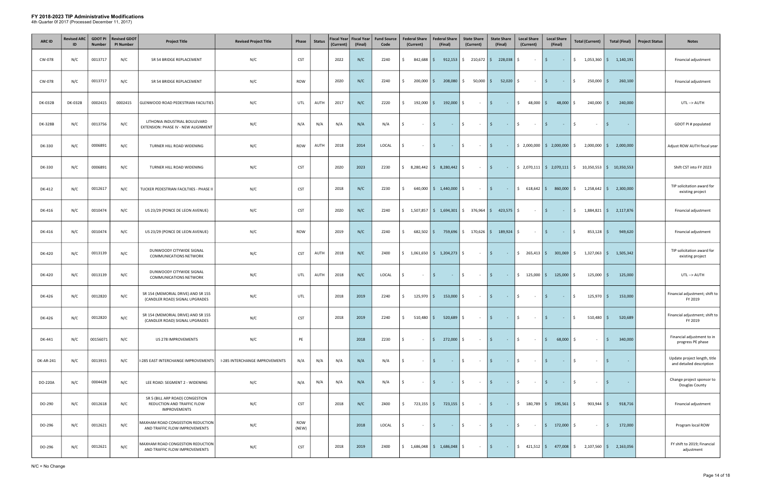# FY 2018-2023 TIP Administrative Modifications

4th Quarter 0f 2017 (Processed December 11, 2017)

| ARC ID | Revised ARC ID | GDOT PI Number | Revised GDOT PI Number | Project Title | Revised Project Title | Phase | Status | Fiscal Year (Current) | Fiscal Year (Final) | Fund Source Code | Federal Share (Current) | Federal Share (Final) | State Share (Current) | State Share (Final) | Local Share (Current) | Local Share (Final) | Total (Current) | Total (Final) | Project Status | Notes |
|---|---|---|---|---|---|---|---|---|---|---|---|---|---|---|---|---|---|---|---|---|
| CW-078 | N/C | 0013717 | N/C | SR 54 BRIDGE REPLACEMENT | N/C | CST | | 2022 | N/C | Z240 | $ 842,688 | $ 912,153 | $ 210,672 | $ 228,038 | $ - | $ - | $ 1,053,360 | $ 1,140,191 | | Financial adjustment |
| CW-078 | N/C | 0013717 | N/C | SR 54 BRIDGE REPLACEMENT | N/C | ROW | | 2020 | N/C | Z240 | $ 200,000 | $ 208,080 | $ 50,000 | $ 52,020 | $ - | $ - | $ 250,000 | $ 260,100 | | Financial adjustment |
| DK-032B | DK-032B | 0002415 | 0002415 | GLENWOOD ROAD PEDESTRIAN FACILITIES | N/C | UTL | AUTH | 2017 | N/C | Z220 | $ 192,000 | $ 192,000 | $ - | $ - | $ 48,000 | $ 48,000 | $ 240,000 | $ 240,000 | | UTL --> AUTH |
| DK-328B | N/C | 0013756 | N/C | LITHONIA INDUSTRIAL BOULEVARD EXTENSION: PHASE IV - NEW ALIGNMENT | N/C | N/A | N/A | N/A | N/A | N/A | $ - | $ - | $ - | $ - | $ - | $ - | $ - | $ - | | GDOT PI # populated |
| DK-330 | N/C | 0006891 | N/C | TURNER HILL ROAD WIDENING | N/C | ROW | AUTH | 2018 | 2014 | LOCAL | $ - | $ - | $ - | $ - | $ 2,000,000 | $ 2,000,000 | $ 2,000,000 | $ 2,000,000 | | Adjust ROW AUTH fiscal year |
| DK-330 | N/C | 0006891 | N/C | TURNER HILL ROAD WIDENING | N/C | CST | | 2020 | 2023 | Z230 | $ 8,280,442 | $ 8,280,442 | $ - | $ - | $ 2,070,111 | $ 2,070,111 | $ 10,350,553 | $ 10,350,553 | | Shift CST into FY 2023 |
| DK-412 | N/C | 0012617 | N/C | TUCKER PEDESTRIAN FACILTIIES - PHASE II | N/C | CST | | 2018 | N/C | Z230 | $ 640,000 | $ 1,440,000 | $ - | $ - | $ 618,642 | $ 860,000 | $ 1,258,642 | $ 2,300,000 | | TIP solicitation award for existing project |
| DK-416 | N/C | 0010474 | N/C | US 23/29 (PONCE DE LEON AVENUE) | N/C | CST | | 2020 | N/C | Z240 | $ 1,507,857 | $ 1,694,301 | $ 376,964 | $ 423,575 | $ - | $ - | $ 1,884,821 | $ 2,117,876 | | Financial adjustment |
| DK-416 | N/C | 0010474 | N/C | US 23/29 (PONCE DE LEON AVENUE) | N/C | ROW | | 2019 | N/C | Z240 | $ 682,502 | $ 759,696 | $ 170,626 | $ 189,924 | $ - | $ - | $ 853,128 | $ 949,620 | | Financial adjustment |
| DK-420 | N/C | 0013139 | N/C | DUNWOODY CITYWIDE SIGNAL COMMUNICATIONS NETWORK | N/C | CST | AUTH | 2018 | N/C | Z400 | $ 1,061,650 | $ 1,204,273 | $ - | $ - | $ 265,413 | $ 301,069 | $ 1,327,063 | $ 1,505,342 | | TIP solicitation award for existing project |
| DK-420 | N/C | 0013139 | N/C | DUNWOODY CITYWIDE SIGNAL COMMUNICATIONS NETWORK | N/C | UTL | AUTH | 2018 | N/C | LOCAL | $ - | $ - | $ - | $ - | $ 125,000 | $ 125,000 | $ 125,000 | $ 125,000 | | UTL --> AUTH |
| DK-426 | N/C | 0012820 | N/C | SR 154 (MEMORIAL DRIVE) AND SR 155 (CANDLER ROAD) SIGNAL UPGRADES | N/C | UTL | | 2018 | 2019 | Z240 | $ 125,970 | $ 153,000 | $ - | $ - | $ - | $ - | $ 125,970 | $ 153,000 | | Financial adjustment; shift to FY 2019 |
| DK-426 | N/C | 0012820 | N/C | SR 154 (MEMORIAL DRIVE) AND SR 155 (CANDLER ROAD) SIGNAL UPGRADES | N/C | CST | | 2018 | 2019 | Z240 | $ 510,480 | $ 520,689 | $ - | $ - | $ - | $ - | $ 510,480 | $ 520,689 | | Financial adjustment; shift to FY 2019 |
| DK-441 | N/C | 00156071 | N/C | US 278 IMPROVEMENTS | N/C | PE | | | 2018 | Z230 | $ - | $ 272,000 | $ - | $ - | $ - | $ 68,000 | $ - | $ 340,000 | | Financial adjustment to in progress PE phase |
| DK-AR-241 | N/C | 0013915 | N/C | I-285 EAST INTERCHANGE IMPROVEMENTS | I-285 INTERCHANGE IMPROVEMENTS | N/A | N/A | N/A | N/A | N/A | $ - | $ - | $ - | $ - | $ - | $ - | $ - | $ - | | Update project length, title and detailed description |
| DO-220A | N/C | 0004428 | N/C | LEE ROAD: SEGMENT 2 - WIDENING | N/C | N/A | N/A | N/A | N/A | N/A | $ - | $ - | $ - | $ - | $ - | $ - | $ - | $ - | | Change project sponsor to Douglas County |
| DO-290 | N/C | 0012618 | N/C | SR 5 (BILL ARP ROAD) CONGESTION REDUCTION AND TRAFFIC FLOW IMPROVEMENTS | N/C | CST | | 2018 | N/C | Z400 | $ 723,155 | $ 723,155 | $ - | $ - | $ 180,789 | $ 195,561 | $ 903,944 | $ 918,716 | | Financial adjustment |
| DO-296 | N/C | 0012621 | N/C | MAXHAM ROAD CONGESTION REDUCTION AND TRAFFIC FLOW IMPROVEMENTS | N/C | ROW (NEW) | | | 2018 | LOCAL | $ - | $ - | $ - | $ - | $ - | $ 172,000 | $ - | $ 172,000 | | Program local ROW |
| DO-296 | N/C | 0012621 | N/C | MAXHAM ROAD CONGESTION REDUCTION AND TRAFFIC FLOW IMPROVEMENTS | N/C | CST | | 2018 | 2019 | Z400 | $ 1,686,048 | $ 1,686,048 | $ - | $ - | $ 421,512 | $ 477,008 | $ 2,107,560 | $ 2,163,056 | | FY shift to 2019; Financial adjustment |

N/C = No Change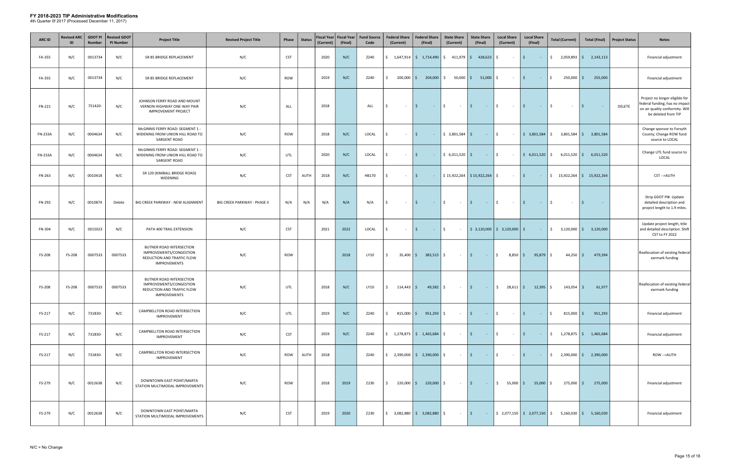# FY 2018-2023 TIP Administrative Modifications

4th Quarter 0f 2017 (Processed December 11, 2017)

| ARC ID | Revised ARC ID | GDOT PI Number | Revised GDOT PI Number | Project Title | Revised Project Title | Phase | Status | Fiscal Year (Current) | Fiscal Year (Final) | Fund Source Code | Federal Share (Current) | Federal Share (Final) | State Share (Current) | State Share (Final) | Local Share (Current) | Local Share (Final) | Total (Current) | Total (Final) | Project Status | Notes |
|---|---|---|---|---|---|---|---|---|---|---|---|---|---|---|---|---|---|---|---|---|
| FA-355 | N/C | 0013734 | N/C | SR 85 BRIDGE REPLACEMENT | N/C | CST | | 2020 | N/C | Z240 | $ 1,647,914 | $ 1,714,490 | $ 411,979 | $ 428,623 | $ - | $ - | $ 2,059,893 | $ 2,143,113 | | Financial adjustment |
| FA-355 | N/C | 0013734 | N/C | SR 85 BRIDGE REPLACEMENT | N/C | ROW | | 2019 | N/C | Z240 | $ 200,000 | $ 204,000 | $ 50,000 | $ 51,000 | $ - | $ - | $ 250,000 | $ 255,000 | | Financial adjustment |
| FN-221 | N/C | 751420- | N/C | JOHNSON FERRY ROAD AND MOUNT VERNON HIGHWAY ONE-WAY PAIR IMPROVEMENT PROJECT | N/C | ALL | | 2018 | | ALL | $ - | $ - | $ - | $ - | $ - | $ - | $ - | $ - | DELETE | Project no longer eligible for federal funding; has no impact on air quality conformity. Will be deleted from TIP |
| FN-233A | N/C | 0004634 | N/C | McGINNIS FERRY ROAD: SEGMENT 1 - WIDENING FROM UNION HILL ROAD TO SARGENT ROAD | N/C | ROW | | 2018 | N/C | LOCAL | $ - | $ - | $ 3,801,584 | $ - | $ - | $ 3,801,584 | $ 3,801,584 | $ 3,801,584 | | Change sponsor to Forsyth County; Change ROW fund source to LOCAL |
| FN-233A | N/C | 0004634 | N/C | McGINNIS FERRY ROAD: SEGMENT 1 - WIDENING FROM UNION HILL ROAD TO SARGENT ROAD | N/C | UTL | | 2020 | N/C | LOCAL | $ - | $ - | $ 6,011,520 | $ - | $ - | $ 6,011,520 | $ 6,011,520 | $ 6,011,520 | | Change UTL fund source to LOCAL |
| FN-263 | N/C | 0010418 | N/C | SR 120 (KIMBALL BRIDGE ROAD) WIDENING | N/C | CST | AUTH | 2018 | N/C | HB170 | $ - | $ - | $ 15,922,264 | $ 15,922,264 | $ - | $ - | $ 15,922,264 | $ 15,922,264 | | CST -->AUTH |
| FN-292 | N/C | 0010874 | Delete | BIG CREEK PARKWAY - NEW ALIGNMENT | BIG CREEK PARKWAY - PHASE II | N/A | N/A | N/A | N/A | N/A | $ - | $ - | $ - | $ - | $ - | $ - | $ - | $ - | | Strip GDOT PI#. Update detailed description and project length to 1.9 miles. |
| FN-304 | N/C | 0015023 | N/C | PATH 400 TRAIL EXTENSION | N/C | CST | | 2021 | 2022 | LOCAL | $ - | $ - | $ - | $ 3,120,000 | $ 3,120,000 | $ - | $ 3,120,000 | $ 3,120,000 | | Update project length, title and detailed description. Shift CST to FY 2022 |
| FS-208 | FS-208 | 0007533 | 0007533 | BUTNER ROAD INTERSECTION IMPROVEMENTS/CONGESTION REDUCTION AND TRAFFIC FLOW IMPROVEMENTS | N/C | ROW | | | 2018 | LY10 | $ 35,400 | $ 383,515 | $ - | $ - | $ 8,850 | $ 95,879 | $ 44,250 | $ 479,394 | | Reallocation of existing federal earmark funding |
| FS-208 | FS-208 | 0007533 | 0007533 | BUTNER ROAD INTERSECTION IMPROVEMENTS/CONGESTION REDUCTION AND TRAFFIC FLOW IMPROVEMENTS | N/C | UTL | | 2018 | N/C | LY10 | $ 114,443 | $ 49,582 | $ - | $ - | $ 28,611 | $ 12,395 | $ 143,054 | $ 61,977 | | Reallocation of existing federal earmark funding |
| FS-217 | N/C | 731830- | N/C | CAMPBELLTON ROAD INTERSECTION IMPROVEMENT | N/C | UTL | | 2019 | N/C | Z240 | $ 815,000 | $ 951,293 | $ - | $ - | $ - | $ - | $ 815,000 | $ 951,293 | | Financial adjustment |
| FS-217 | N/C | 731830- | N/C | CAMPBELLTON ROAD INTERSECTION IMPROVEMENT | N/C | CST | | 2019 | N/C | Z240 | $ 1,278,875 | $ 1,465,684 | $ - | $ - | $ - | $ - | $ 1,278,875 | $ 1,465,684 | | Financial adjustment |
| FS-217 | N/C | 731830- | N/C | CAMPBELLTON ROAD INTERSECTION IMPROVEMENT | N/C | ROW | AUTH | 2018 | | Z240 | $ 2,390,000 | $ 2,390,000 | $ - | $ - | $ - | $ - | $ 2,390,000 | $ 2,390,000 | | ROW -->AUTH |
| FS-279 | N/C | 0012638 | N/C | DOWNTOWN EAST POINT/MARTA STATION MULTIMODAL IMPROVEMENTS | N/C | ROW | | 2018 | 2019 | Z230 | $ 220,000 | $ 220,000 | $ - | $ - | $ 55,000 | $ 55,000 | $ 275,000 | $ 275,000 | | Financial adjustment |
| FS-279 | N/C | 0012638 | N/C | DOWNTOWN EAST POINT/MARTA STATION MULTIMODAL IMPROVEMENTS | N/C | CST | | 2019 | 2020 | Z230 | $ 3,082,880 | $ 3,082,880 | $ - | $ - | $ 2,077,150 | $ 2,077,150 | $ 5,160,030 | $ 5,160,030 | | Financial adjustment |

N/C = No Change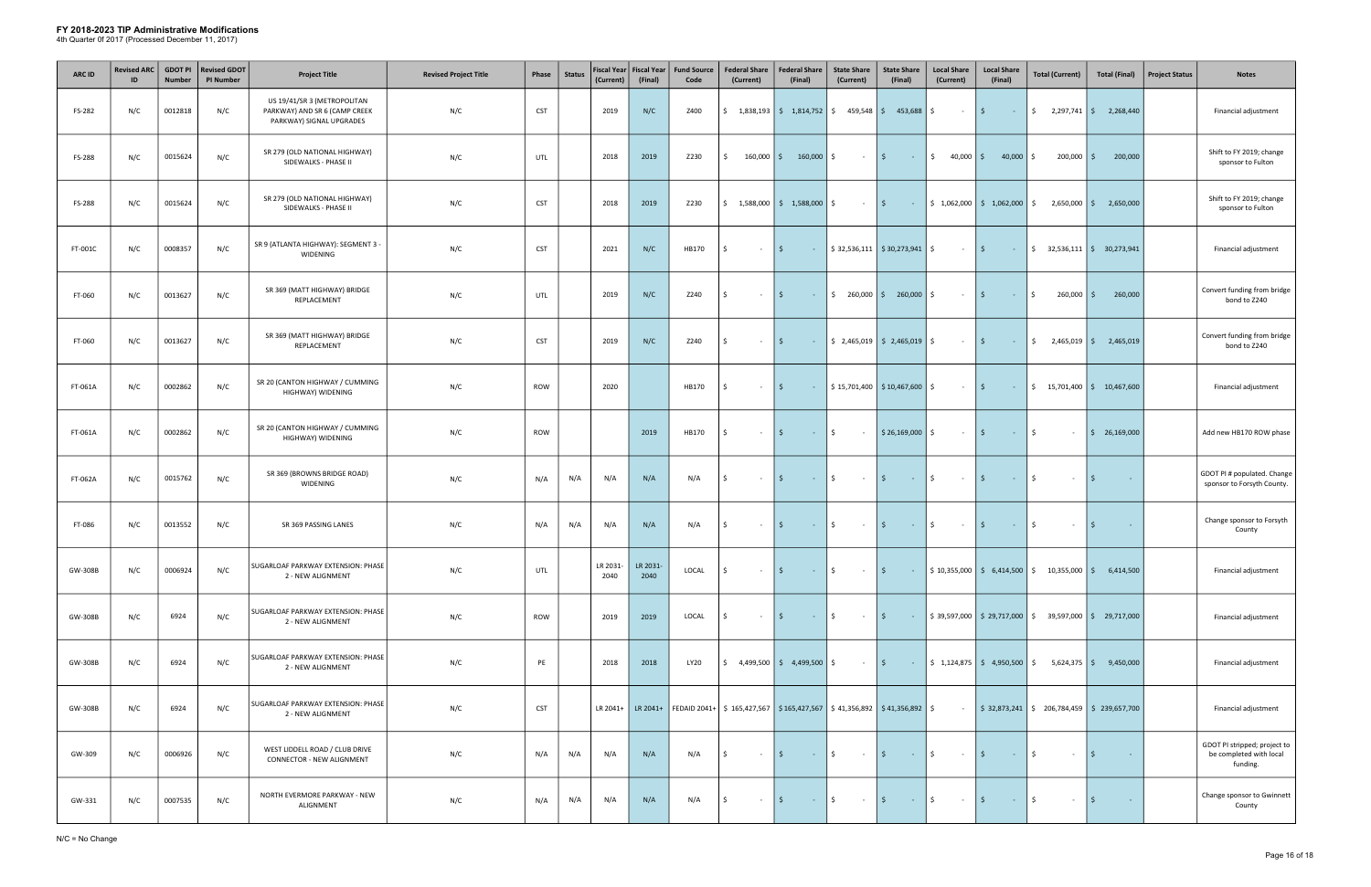# FY 2018-2023 TIP Administrative Modifications

4th Quarter 0f 2017 (Processed December 11, 2017)

| ARC ID | Revised ARC ID | GDOT PI Number | Revised GDOT PI Number | Project Title | Revised Project Title | Phase | Status | Fiscal Year (Current) | Fiscal Year (Final) | Fund Source Code | Federal Share (Current) | Federal Share (Final) | State Share (Current) | State Share (Final) | Local Share (Current) | Local Share (Final) | Total (Current) | Total (Final) | Project Status | Notes |
|---|---|---|---|---|---|---|---|---|---|---|---|---|---|---|---|---|---|---|---|---|
| FS-282 | N/C | 0012818 | N/C | US 19/41/SR 3 (METROPOLITAN PARKWAY) AND SR 6 (CAMP CREEK PARKWAY) SIGNAL UPGRADES | N/C | CST | | 2019 | N/C | Z400 | $ 1,838,193 | $ 1,814,752 | $ 459,548 | $ 453,688 | $ - | $ - | $ 2,297,741 | $ 2,268,440 | | Financial adjustment |
| FS-288 | N/C | 0015624 | N/C | SR 279 (OLD NATIONAL HIGHWAY) SIDEWALKS - PHASE II | N/C | UTL | | 2018 | 2019 | Z230 | $ 160,000 | $ 160,000 | $ - | $ - | $ 40,000 | $ 40,000 | $ 200,000 | $ 200,000 | | Shift to FY 2019; change sponsor to Fulton |
| FS-288 | N/C | 0015624 | N/C | SR 279 (OLD NATIONAL HIGHWAY) SIDEWALKS - PHASE II | N/C | CST | | 2018 | 2019 | Z230 | $ 1,588,000 | $ 1,588,000 | $ - | $ - | $ 1,062,000 | $ 1,062,000 | $ 2,650,000 | $ 2,650,000 | | Shift to FY 2019; change sponsor to Fulton |
| FT-001C | N/C | 0008357 | N/C | SR 9 (ATLANTA HIGHWAY): SEGMENT 3 - WIDENING | N/C | CST | | 2021 | N/C | HB170 | $ - | $ - | $ 32,536,111 | $ 30,273,941 | $ - | $ - | $ 32,536,111 | $ 30,273,941 | | Financial adjustment |
| FT-060 | N/C | 0013627 | N/C | SR 369 (MATT HIGHWAY) BRIDGE REPLACEMENT | N/C | UTL | | 2019 | N/C | Z240 | $ - | $ - | $ 260,000 | $ 260,000 | $ - | $ - | $ 260,000 | $ 260,000 | | Convert funding from bridge bond to Z240 |
| FT-060 | N/C | 0013627 | N/C | SR 369 (MATT HIGHWAY) BRIDGE REPLACEMENT | N/C | CST | | 2019 | N/C | Z240 | $ - | $ - | $ 2,465,019 | $ 2,465,019 | $ - | $ - | $ 2,465,019 | $ 2,465,019 | | Convert funding from bridge bond to Z240 |
| FT-061A | N/C | 0002862 | N/C | SR 20 (CANTON HIGHWAY / CUMMING HIGHWAY) WIDENING | N/C | ROW | | 2020 | | HB170 | $ - | $ - | $ 15,701,400 | $ 10,467,600 | $ - | $ - | $ 15,701,400 | $ 10,467,600 | | Financial adjustment |
| FT-061A | N/C | 0002862 | N/C | SR 20 (CANTON HIGHWAY / CUMMING HIGHWAY) WIDENING | N/C | ROW | | | 2019 | HB170 | $ - | $ - | $ - | $ 26,169,000 | $ - | $ - | $ - | $ 26,169,000 | | Add new HB170 ROW phase |
| FT-062A | N/C | 0015762 | N/C | SR 369 (BROWNS BRIDGE ROAD) WIDENING | N/C | N/A | N/A | N/A | N/A | N/A | $ - | $ - | $ - | $ - | $ - | $ - | $ - | $ - | | GDOT PI # populated. Change sponsor to Forsyth County. |
| FT-086 | N/C | 0013552 | N/C | SR 369 PASSING LANES | N/C | N/A | N/A | N/A | N/A | N/A | $ - | $ - | $ - | $ - | $ - | $ - | $ - | $ - | | Change sponsor to Forsyth County |
| GW-308B | N/C | 0006924 | N/C | SUGARLOAF PARKWAY EXTENSION: PHASE 2 - NEW ALIGNMENT | N/C | UTL | | LR 2031-2040 | LR 2031-2040 | LOCAL | $ - | $ - | $ - | $ - | $ 10,355,000 | $ 6,414,500 | $ 10,355,000 | $ 6,414,500 | | Financial adjustment |
| GW-308B | N/C | 6924 | N/C | SUGARLOAF PARKWAY EXTENSION: PHASE 2 - NEW ALIGNMENT | N/C | ROW | | 2019 | 2019 | LOCAL | $ - | $ - | $ - | $ - | $ 39,597,000 | $ 29,717,000 | $ 39,597,000 | $ 29,717,000 | | Financial adjustment |
| GW-308B | N/C | 6924 | N/C | SUGARLOAF PARKWAY EXTENSION: PHASE 2 - NEW ALIGNMENT | N/C | PE | | 2018 | 2018 | LY20 | $ 4,499,500 | $ 4,499,500 | $ - | $ - | $ 1,124,875 | $ 4,950,500 | $ 5,624,375 | $ 9,450,000 | | Financial adjustment |
| GW-308B | N/C | 6924 | N/C | SUGARLOAF PARKWAY EXTENSION: PHASE 2 - NEW ALIGNMENT | N/C | CST | | LR 2041+ | LR 2041+ | FEDAID 2041+ | $ 165,427,567 | $ 165,427,567 | $ 41,356,892 | $ 41,356,892 | $ - | $ 32,873,241 | $ 206,784,459 | $ 239,657,700 | | Financial adjustment |
| GW-309 | N/C | 0006926 | N/C | WEST LIDDELL ROAD / CLUB DRIVE CONNECTOR - NEW ALIGNMENT | N/C | N/A | N/A | N/A | N/A | N/A | $ - | $ - | $ - | $ - | $ - | $ - | $ - | $ - | | GDOT PI stripped; project to be completed with local funding. |
| GW-331 | N/C | 0007535 | N/C | NORTH EVERMORE PARKWAY - NEW ALIGNMENT | N/C | N/A | N/A | N/A | N/A | N/A | $ - | $ - | $ - | $ - | $ - | $ - | $ - | $ - | | Change sponsor to Gwinnett County |

N/C = No Change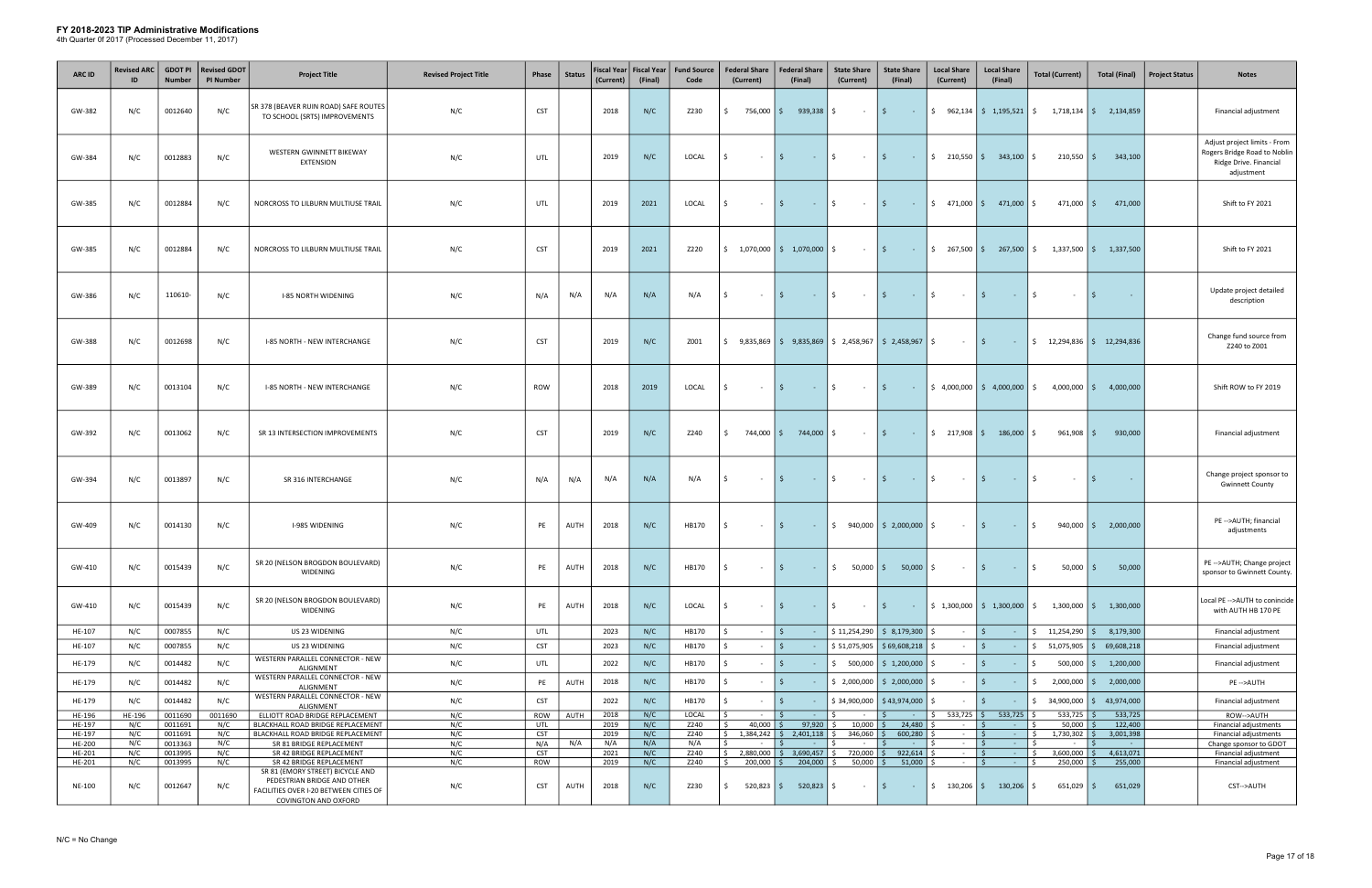# FY 2018-2023 TIP Administrative Modifications

4th Quarter 0f 2017 (Processed December 11, 2017)

| ARC ID | Revised ARC ID | GDOT PI Number | Revised GDOT PI Number | Project Title | Revised Project Title | Phase | Status | Fiscal Year (Current) | Fiscal Year (Final) | Fund Source Code | Federal Share (Current) | Federal Share (Final) | State Share (Current) | State Share (Final) | Local Share (Current) | Local Share (Final) | Total (Current) | Total (Final) | Project Status | Notes |
|---|---|---|---|---|---|---|---|---|---|---|---|---|---|---|---|---|---|---|---|---|
| GW-382 | N/C | 0012640 | N/C | SR 378 (BEAVER RUIN ROAD) SAFE ROUTES TO SCHOOL (SRTS) IMPROVEMENTS | N/C | CST | | 2018 | N/C | Z230 | $ 756,000 | $ 939,338 | $ - | $ - | $ 962,134 | $ 1,195,521 | $ 1,718,134 | $ 2,134,859 | | Financial adjustment |
| GW-384 | N/C | 0012883 | N/C | WESTERN GWINNETT BIKEWAY EXTENSION | N/C | UTL | | 2019 | N/C | LOCAL | $ - | $ - | $ - | $ - | $ 210,550 | $ 343,100 | $ 210,550 | $ 343,100 | | Adjust project limits - From Rogers Bridge Road to Noblin Ridge Drive. Financial adjustment |
| GW-385 | N/C | 0012884 | N/C | NORCROSS TO LILBURN MULTIUSE TRAIL | N/C | UTL | | 2019 | 2021 | LOCAL | $ - | $ - | $ - | $ - | $ 471,000 | $ 471,000 | $ 471,000 | $ 471,000 | | Shift to FY 2021 |
| GW-385 | N/C | 0012884 | N/C | NORCROSS TO LILBURN MULTIUSE TRAIL | N/C | CST | | 2019 | 2021 | Z220 | $ 1,070,000 | $ 1,070,000 | $ - | $ - | $ 267,500 | $ 267,500 | $ 1,337,500 | $ 1,337,500 | | Shift to FY 2021 |
| GW-386 | N/C | 110610- | N/C | I-85 NORTH WIDENING | N/C | N/A | N/A | N/A | N/A | N/A | $ - | $ - | $ - | $ - | $ - | $ - | $ - | $ - | | Update project detailed description |
| GW-388 | N/C | 0012698 | N/C | I-85 NORTH - NEW INTERCHANGE | N/C | CST | | 2019 | N/C | Z001 | $ 9,835,869 | $ 9,835,869 | $ 2,458,967 | $ 2,458,967 | $ - | $ - | $ 12,294,836 | $ 12,294,836 | | Change fund source from Z240 to Z001 |
| GW-389 | N/C | 0013104 | N/C | I-85 NORTH - NEW INTERCHANGE | N/C | ROW | | 2018 | 2019 | LOCAL | $ - | $ - | $ - | $ - | $ 4,000,000 | $ 4,000,000 | $ 4,000,000 | $ 4,000,000 | | Shift ROW to FY 2019 |
| GW-392 | N/C | 0013062 | N/C | SR 13 INTERSECTION IMPROVEMENTS | N/C | CST | | 2019 | N/C | Z240 | $ 744,000 | $ 744,000 | $ - | $ - | $ 217,908 | $ 186,000 | $ 961,908 | $ 930,000 | | Financial adjustment |
| GW-394 | N/C | 0013897 | N/C | SR 316 INTERCHANGE | N/C | N/A | N/A | N/A | N/A | N/A | $ - | $ - | $ - | $ - | $ - | $ - | $ - | $ - | | Change project sponsor to Gwinnett County |
| GW-409 | N/C | 0014130 | N/C | I-985 WIDENING | N/C | PE | AUTH | 2018 | N/C | HB170 | $ - | $ - | $ 940,000 | $ 2,000,000 | $ - | $ - | $ 940,000 | $ 2,000,000 | | PE -->AUTH; financial adjustments |
| GW-410 | N/C | 0015439 | N/C | SR 20 (NELSON BROGDON BOULEVARD) WIDENING | N/C | PE | AUTH | 2018 | N/C | HB170 | $ - | $ - | $ 50,000 | $ 50,000 | $ - | $ - | $ 50,000 | $ 50,000 | | PE -->AUTH; Change project sponsor to Gwinnett County. |
| GW-410 | N/C | 0015439 | N/C | SR 20 (NELSON BROGDON BOULEVARD) WIDENING | N/C | PE | AUTH | 2018 | N/C | LOCAL | $ - | $ - | $ - | $ - | $ 1,300,000 | $ 1,300,000 | $ 1,300,000 | $ 1,300,000 | | Local PE -->AUTH to conincide with AUTH HB 170 PE |
| HE-107 | N/C | 0007855 | N/C | US 23 WIDENING | N/C | UTL | | 2023 | N/C | HB170 | $ - | $ - | $ 11,254,290 | $ 8,179,300 | $ - | $ - | $ 11,254,290 | $ 8,179,300 | | Financial adjustment |
| HE-107 | N/C | 0007855 | N/C | US 23 WIDENING | N/C | CST | | 2023 | N/C | HB170 | $ - | $ - | $ 51,075,905 | $ 69,608,218 | $ - | $ - | $ 51,075,905 | $ 69,608,218 | | Financial adjustment |
| HE-179 | N/C | 0014482 | N/C | WESTERN PARALLEL CONNECTOR - NEW ALIGNMENT | N/C | UTL | | 2022 | N/C | HB170 | $ - | $ - | $ 500,000 | $ 1,200,000 | $ - | $ - | $ 500,000 | $ 1,200,000 | | Financial adjustment |
| HE-179 | N/C | 0014482 | N/C | WESTERN PARALLEL CONNECTOR - NEW ALIGNMENT | N/C | PE | AUTH | 2018 | N/C | HB170 | $ - | $ - | $ 2,000,000 | $ 2,000,000 | $ - | $ - | $ 2,000,000 | $ 2,000,000 | | PE -->AUTH |
| HE-179 | N/C | 0014482 | N/C | WESTERN PARALLEL CONNECTOR - NEW ALIGNMENT | N/C | CST | | 2022 | N/C | HB170 | $ - | $ - | $ 34,900,000 | $ 43,974,000 | $ - | $ - | $ 34,900,000 | $ 43,974,000 | | Financial adjustment |
| HE-196 | HE-196 | 0011690 | 0011690 | ELLIOTT ROAD BRIDGE REPLACEMENT | N/C | ROW | AUTH | 2018 | N/C | LOCAL | $ - | $ - | $ - | $ - | $ 533,725 | $ 533,725 | $ 533,725 | $ 533,725 | | ROW-->AUTH |
| HE-197 | N/C | 0011691 | N/C | BLACKHALL ROAD BRIDGE REPLACEMENT | N/C | UTL | | 2019 | N/C | Z240 | $ 40,000 | $ 97,920 | $ 10,000 | $ 24,480 | $ - | $ - | $ 50,000 | $ 122,400 | | Financial adjustments |
| HE-197 | N/C | 0011691 | N/C | BLACKHALL ROAD BRIDGE REPLACEMENT | N/C | CST | | 2019 | N/C | Z240 | $ 1,384,242 | $ 2,401,118 | $ 346,060 | $ 600,280 | $ - | $ - | $ 1,730,302 | $ 3,001,398 | | Financial adjustments |
| HE-200 | N/C | 0013363 | N/C | SR 81 BRIDGE REPLACEMENT | N/C | N/A | N/A | N/A | N/C | N/A | $ - | $ - | $ - | $ - | $ - | $ - | $ - | $ - | | Change sponsor to GDOT |
| HE-201 | N/C | 0013995 | N/C | SR 42 BRIDGE REPLACEMENT | N/C | CST | | 2021 | N/C | Z240 | $ 2,880,000 | $ 3,690,457 | $ 720,000 | $ 922,614 | $ - | $ - | $ 3,600,000 | $ 4,613,071 | | Financial adjustment |
| HE-201 | N/C | 0013995 | N/C | SR 42 BRIDGE REPLACEMENT | N/C | ROW | | 2019 | N/C | Z240 | $ 200,000 | $ 204,000 | $ 50,000 | $ 51,000 | $ - | $ - | $ 250,000 | $ 255,000 | | Financial adjustment |
| NE-100 | N/C | 0012647 | N/C | SR 81 (EMORY STREET) BICYCLE AND PEDESTRIAN BRIDGE AND OTHER FACILITIES OVER I-20 BETWEEN CITIES OF COVINGTON AND OXFORD | N/C | CST | AUTH | 2018 | N/C | Z230 | $ 520,823 | $ 520,823 | $ - | $ - | $ 130,206 | $ 130,206 | $ 651,029 | $ 651,029 | | CST-->AUTH |

N/C = No Change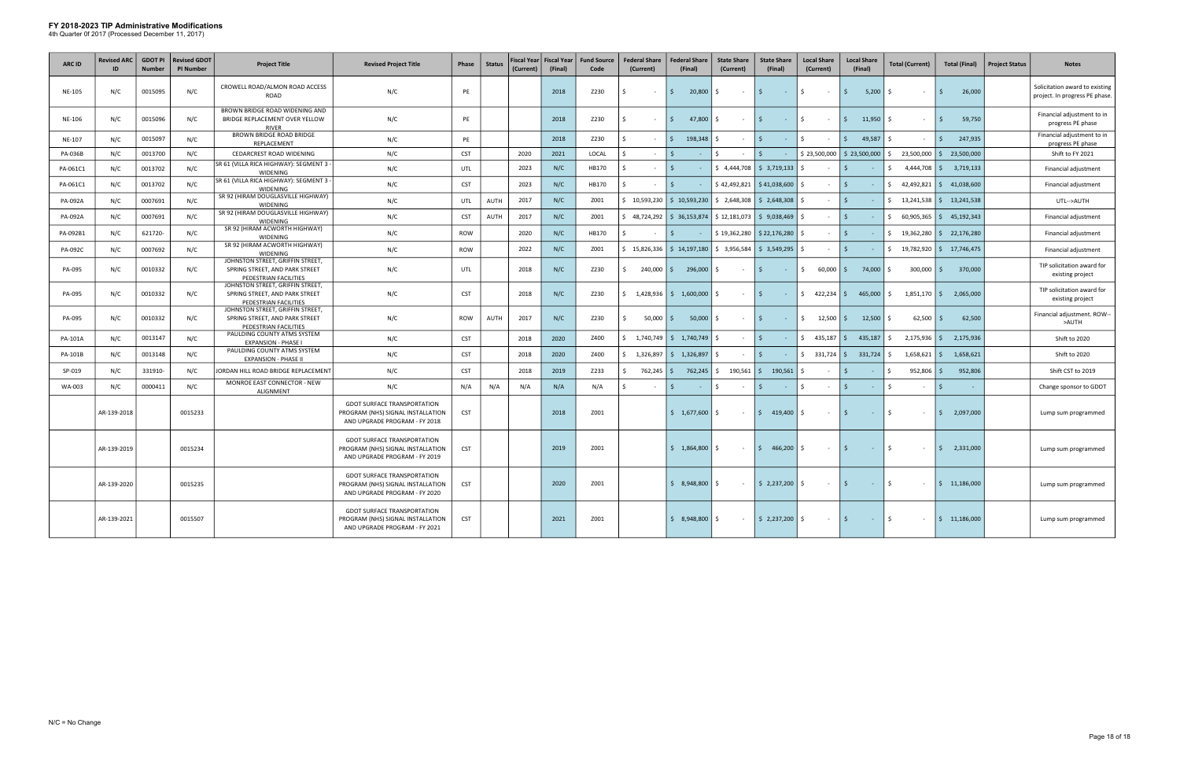# FY 2018-2023 TIP Administrative Modifications

4th Quarter 0f 2017 (Processed December 11, 2017)

| ARC ID | Revised ARC ID | GDOT PI Number | Revised GDOT PI Number | Project Title | Revised Project Title | Phase | Status | Fiscal Year (Current) | Fiscal Year (Final) | Fund Source Code | Federal Share (Current) | Federal Share (Final) | State Share (Current) | State Share (Final) | Local Share (Current) | Local Share (Final) | Total (Current) | Total (Final) | Project Status | Notes |
|---|---|---|---|---|---|---|---|---|---|---|---|---|---|---|---|---|---|---|---|---|
| NE-105 | N/C | 0015095 | N/C | CROWELL ROAD/ALMON ROAD ACCESS ROAD | N/C | PE | | | 2018 | Z230 | $ - | $ 20,800 | $ - | $ - | $ - | $ 5,200 | $ - | $ 26,000 | | Solicitation award to existing project. In progress PE phase. |
| NE-106 | N/C | 0015096 | N/C | BROWN BRIDGE ROAD WIDENING AND BRIDGE REPLACEMENT OVER YELLOW RIVER | N/C | PE | | | 2018 | Z230 | $ - | $ 47,800 | $ - | $ - | $ - | $ 11,950 | $ - | $ 59,750 | | Financial adjustment to in progress PE phase |
| NE-107 | N/C | 0015097 | N/C | BROWN BRIDGE ROAD BRIDGE REPLACEMENT | N/C | PE | | | 2018 | Z230 | $ - | $ 198,348 | $ - | $ - | $ - | $ 49,587 | $ - | $ 247,935 | | Financial adjustment to in progress PE phase |
| PA-036B | N/C | 0013700 | N/C | CEDARCREST ROAD WIDENING | N/C | CST | | 2020 | 2021 | LOCAL | $ - | $ - | $ - | $ - | $ 23,500,000 | $ 23,500,000 | $ 23,500,000 | $ 23,500,000 | | Shift to FY 2021 |
| PA-061C1 | N/C | 0013702 | N/C | SR 61 (VILLA RICA HIGHWAY): SEGMENT 3 - WIDENING | N/C | UTL | | 2023 | N/C | HB170 | $ - | $ - | $ 4,444,708 | $ 3,719,133 | $ - | $ - | $ 4,444,708 | $ 3,719,133 | | Financial adjustment |
| PA-061C1 | N/C | 0013702 | N/C | SR 61 (VILLA RICA HIGHWAY): SEGMENT 3 - WIDENING | N/C | CST | | 2023 | N/C | HB170 | $ - | $ - | $ 42,492,821 | $ 41,038,600 | $ - | $ - | $ 42,492,821 | $ 41,038,600 | | Financial adjustment |
| PA-092A | N/C | 0007691 | N/C | SR 92 (HIRAM DOUGLASVILLE HIGHWAY) WIDENING | N/C | UTL | AUTH | 2017 | N/C | Z001 | $ 10,593,230 | $ 10,593,230 | $ 2,648,308 | $ 2,648,308 | $ - | $ - | $ 13,241,538 | $ 13,241,538 | | UTL-->AUTH |
| PA-092A | N/C | 0007691 | N/C | SR 92 (HIRAM DOUGLASVILLE HIGHWAY) WIDENING | N/C | CST | AUTH | 2017 | N/C | Z001 | $ 48,724,292 | $ 36,153,874 | $ 12,181,073 | $ 9,038,469 | $ - | $ - | $ 60,905,365 | $ 45,192,343 | | Financial adjustment |
| PA-092B1 | N/C | 621720- | N/C | SR 92 (HIRAM ACWORTH HIGHWAY) WIDENING | N/C | ROW | | 2020 | N/C | HB170 | $ - | $ - | $ 19,362,280 | $ 22,176,280 | $ - | $ - | $ 19,362,280 | $ 22,176,280 | | Financial adjustment |
| PA-092C | N/C | 0007692 | N/C | SR 92 (HIRAM ACWORTH HIGHWAY) WIDENING | N/C | ROW | | 2022 | N/C | Z001 | $ 15,826,336 | $ 14,197,180 | $ 3,956,584 | $ 3,549,295 | $ - | $ - | $ 19,782,920 | $ 17,746,475 | | Financial adjustment |
| PA-095 | N/C | 0010332 | N/C | JOHNSTON STREET, GRIFFIN STREET, SPRING STREET, AND PARK STREET PEDESTRIAN FACILITIES | N/C | UTL | | 2018 | N/C | Z230 | $ 240,000 | $ 296,000 | $ - | $ - | $ 60,000 | $ 74,000 | $ 300,000 | $ 370,000 | | TIP solicitation award for existing project |
| PA-095 | N/C | 0010332 | N/C | JOHNSTON STREET, GRIFFIN STREET, SPRING STREET, AND PARK STREET PEDESTRIAN FACILITIES | N/C | CST | | 2018 | N/C | Z230 | $ 1,428,936 | $ 1,600,000 | $ - | $ - | $ 422,234 | $ 465,000 | $ 1,851,170 | $ 2,065,000 | | TIP solicitation award for existing project |
| PA-095 | N/C | 0010332 | N/C | JOHNSTON STREET, GRIFFIN STREET, SPRING STREET, AND PARK STREET PEDESTRIAN FACILITIES | N/C | ROW | AUTH | 2017 | N/C | Z230 | $ 50,000 | $ 50,000 | $ - | $ - | $ 12,500 | $ 12,500 | $ 62,500 | $ 62,500 | | Financial adjustment. ROW-->AUTH |
| PA-101A | N/C | 0013147 | N/C | PAULDING COUNTY ATMS SYSTEM EXPANSION - PHASE I | N/C | CST | | 2018 | 2020 | Z400 | $ 1,740,749 | $ 1,740,749 | $ - | $ - | $ 435,187 | $ 435,187 | $ 2,175,936 | $ 2,175,936 | | Shift to 2020 |
| PA-101B | N/C | 0013148 | N/C | PAULDING COUNTY ATMS SYSTEM EXPANSION - PHASE II | N/C | CST | | 2018 | 2020 | Z400 | $ 1,326,897 | $ 1,326,897 | $ - | $ - | $ 331,724 | $ 331,724 | $ 1,658,621 | $ 1,658,621 | | Shift to 2020 |
| SP-019 | N/C | 331910- | N/C | JORDAN HILL ROAD BRIDGE REPLACEMENT | N/C | CST | | 2018 | 2019 | Z233 | $ 762,245 | $ 762,245 | $ 190,561 | $ 190,561 | $ - | $ - | $ 952,806 | $ 952,806 | | Shift CST to 2019 |
| WA-003 | N/C | 0000411 | N/C | MONROE EAST CONNECTOR - NEW ALIGNMENT | N/C | N/A | N/A | N/A | N/A | N/A | $ - | $ - | $ - | $ - | $ - | $ - | $ - | $ - | | Change sponsor to GDOT |
| | AR-139-2018 | | 0015233 | | GDOT SURFACE TRANSPORTATION PROGRAM (NHS) SIGNAL INSTALLATION AND UPGRADE PROGRAM - FY 2018 | CST | | | 2018 | Z001 | | $ 1,677,600 | $ - | $ 419,400 | $ - | $ - | $ - | $ 2,097,000 | | Lump sum programmed |
| | AR-139-2019 | | 0015234 | | GDOT SURFACE TRANSPORTATION PROGRAM (NHS) SIGNAL INSTALLATION AND UPGRADE PROGRAM - FY 2019 | CST | | | 2019 | Z001 | | $ 1,864,800 | $ - | $ 466,200 | $ - | $ - | $ - | $ 2,331,000 | | Lump sum programmed |
| | AR-139-2020 | | 0015235 | | GDOT SURFACE TRANSPORTATION PROGRAM (NHS) SIGNAL INSTALLATION AND UPGRADE PROGRAM - FY 2020 | CST | | | 2020 | Z001 | | $ 8,948,800 | $ - | $ 2,237,200 | $ - | $ - | $ - | $ 11,186,000 | | Lump sum programmed |
| | AR-139-2021 | | 0015507 | | GDOT SURFACE TRANSPORTATION PROGRAM (NHS) SIGNAL INSTALLATION AND UPGRADE PROGRAM - FY 2021 | CST | | | 2021 | Z001 | | $ 8,948,800 | $ - | $ 2,237,200 | $ - | $ - | $ - | $ 11,186,000 | | Lump sum programmed |

N/C = No Change